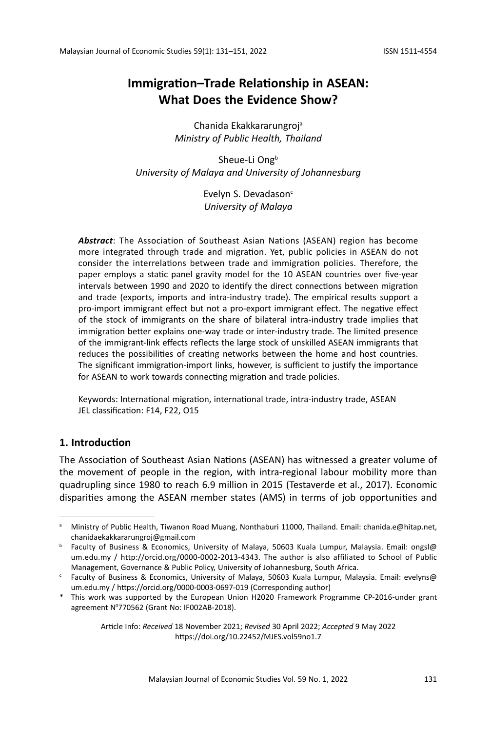# Immigration–Trade Relationship in ASEAN: What Does the Evidence Show?

Chanida Ekakkararungroj[a]
*Ministry of Public Health, Thailand*

Sheue-Li Ong[b]
*University of Malaya and University of Johannesburg*

Evelyn S. Devadason[c]
*University of Malaya*

***Abstract***: The Association of Southeast Asian Nations (ASEAN) region has become more integrated through trade and migration. Yet, public policies in ASEAN do not consider the interrelations between trade and immigration policies. Therefore, the paper employs a static panel gravity model for the 10 ASEAN countries over five-year intervals between 1990 and 2020 to identify the direct connections between migration and trade (exports, imports and intra-industry trade). The empirical results support a pro-import immigrant effect but not a pro-export immigrant effect. The negative effect of the stock of immigrants on the share of bilateral intra-industry trade implies that immigration better explains one-way trade or inter-industry trade. The limited presence of the immigrant-link effects reflects the large stock of unskilled ASEAN immigrants that reduces the possibilities of creating networks between the home and host countries. The significant immigration-import links, however, is sufficient to justify the importance for ASEAN to work towards connecting migration and trade policies.

Keywords: International migration, international trade, intra-industry trade, ASEAN
JEL classification: F14, F22, O15

## 1. Introduction

The Association of Southeast Asian Nations (ASEAN) has witnessed a greater volume of the movement of people in the region, with intra-regional labour mobility more than quadrupling since 1980 to reach 6.9 million in 2015 (Testaverde et al., 2017). Economic disparities among the ASEAN member states (AMS) in terms of job opportunities and

---

[a] Ministry of Public Health, Tiwanon Road Muang, Nonthaburi 11000, Thailand. Email: chanida.e@hitap.net, chanidaekakkararungroj@gmail.com

[b] Faculty of Business & Economics, University of Malaya, 50603 Kuala Lumpur, Malaysia. Email: ongsl@um.edu.my / http://orcid.org/0000-0002-2013-4343. The author is also affiliated to School of Public Management, Governance & Public Policy, University of Johannesburg, South Africa.

[c] Faculty of Business & Economics, University of Malaya, 50603 Kuala Lumpur, Malaysia. Email: evelyns@um.edu.my / https://orcid.org/0000-0003-0697-019 (Corresponding author)

\* This work was supported by the European Union H2020 Framework Programme CP-2016-under grant agreement N[o]770562 (Grant No: IF002AB-2018).

Article Info: *Received* 18 November 2021; *Revised* 30 April 2022; *Accepted* 9 May 2022
https://doi.org/10.22452/MJES.vol59no1.7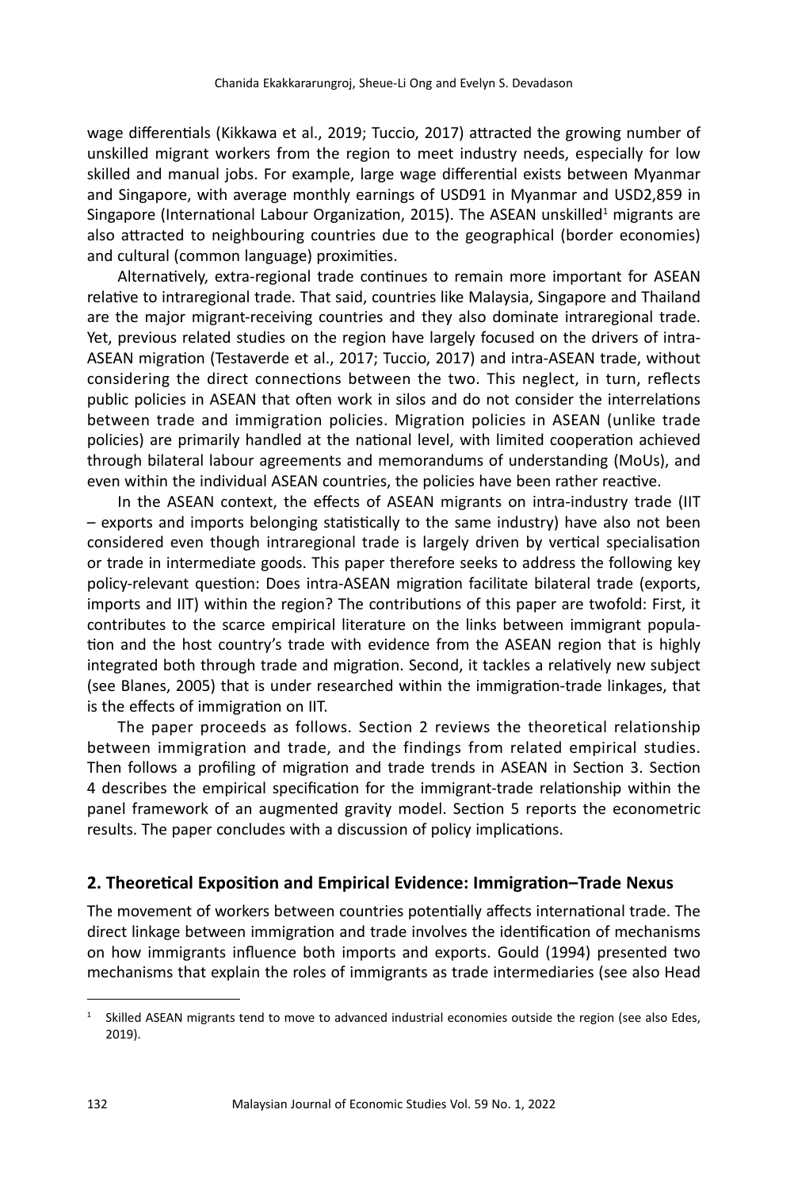wage differentials (Kikkawa et al., 2019; Tuccio, 2017) attracted the growing number of unskilled migrant workers from the region to meet industry needs, especially for low skilled and manual jobs. For example, large wage differential exists between Myanmar and Singapore, with average monthly earnings of USD91 in Myanmar and USD2,859 in Singapore (International Labour Organization, 2015). The ASEAN unskilled[1] migrants are also attracted to neighbouring countries due to the geographical (border economies) and cultural (common language) proximities.

Alternatively, extra-regional trade continues to remain more important for ASEAN relative to intraregional trade. That said, countries like Malaysia, Singapore and Thailand are the major migrant-receiving countries and they also dominate intraregional trade. Yet, previous related studies on the region have largely focused on the drivers of intra-ASEAN migration (Testaverde et al., 2017; Tuccio, 2017) and intra-ASEAN trade, without considering the direct connections between the two. This neglect, in turn, reflects public policies in ASEAN that often work in silos and do not consider the interrelations between trade and immigration policies. Migration policies in ASEAN (unlike trade policies) are primarily handled at the national level, with limited cooperation achieved through bilateral labour agreements and memorandums of understanding (MoUs), and even within the individual ASEAN countries, the policies have been rather reactive.

In the ASEAN context, the effects of ASEAN migrants on intra-industry trade (IIT – exports and imports belonging statistically to the same industry) have also not been considered even though intraregional trade is largely driven by vertical specialisation or trade in intermediate goods. This paper therefore seeks to address the following key policy-relevant question: Does intra-ASEAN migration facilitate bilateral trade (exports, imports and IIT) within the region? The contributions of this paper are twofold: First, it contributes to the scarce empirical literature on the links between immigrant population and the host country's trade with evidence from the ASEAN region that is highly integrated both through trade and migration. Second, it tackles a relatively new subject (see Blanes, 2005) that is under researched within the immigration-trade linkages, that is the effects of immigration on IIT.

The paper proceeds as follows. Section 2 reviews the theoretical relationship between immigration and trade, and the findings from related empirical studies. Then follows a profiling of migration and trade trends in ASEAN in Section 3. Section 4 describes the empirical specification for the immigrant-trade relationship within the panel framework of an augmented gravity model. Section 5 reports the econometric results. The paper concludes with a discussion of policy implications.

## 2. Theoretical Exposition and Empirical Evidence: Immigration–Trade Nexus

The movement of workers between countries potentially affects international trade. The direct linkage between immigration and trade involves the identification of mechanisms on how immigrants influence both imports and exports. Gould (1994) presented two mechanisms that explain the roles of immigrants as trade intermediaries (see also Head

---

[1] Skilled ASEAN migrants tend to move to advanced industrial economies outside the region (see also Edes, 2019).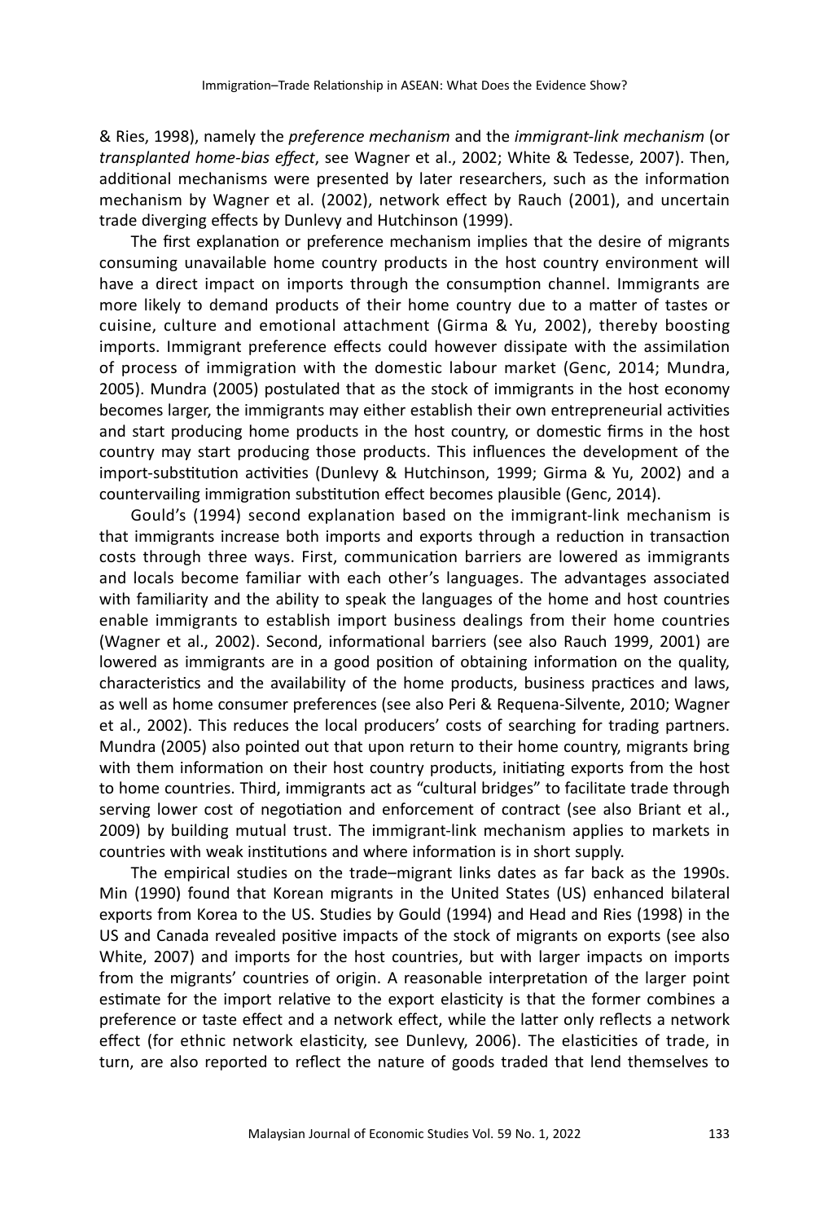& Ries, 1998), namely the *preference mechanism* and the *immigrant-link mechanism* (or *transplanted home-bias effect*, see Wagner et al., 2002; White & Tedesse, 2007). Then, additional mechanisms were presented by later researchers, such as the information mechanism by Wagner et al. (2002), network effect by Rauch (2001), and uncertain trade diverging effects by Dunlevy and Hutchinson (1999).

The first explanation or preference mechanism implies that the desire of migrants consuming unavailable home country products in the host country environment will have a direct impact on imports through the consumption channel. Immigrants are more likely to demand products of their home country due to a matter of tastes or cuisine, culture and emotional attachment (Girma & Yu, 2002), thereby boosting imports. Immigrant preference effects could however dissipate with the assimilation of process of immigration with the domestic labour market (Genc, 2014; Mundra, 2005). Mundra (2005) postulated that as the stock of immigrants in the host economy becomes larger, the immigrants may either establish their own entrepreneurial activities and start producing home products in the host country, or domestic firms in the host country may start producing those products. This influences the development of the import-substitution activities (Dunlevy & Hutchinson, 1999; Girma & Yu, 2002) and a countervailing immigration substitution effect becomes plausible (Genc, 2014).

Gould's (1994) second explanation based on the immigrant-link mechanism is that immigrants increase both imports and exports through a reduction in transaction costs through three ways. First, communication barriers are lowered as immigrants and locals become familiar with each other's languages. The advantages associated with familiarity and the ability to speak the languages of the home and host countries enable immigrants to establish import business dealings from their home countries (Wagner et al., 2002). Second, informational barriers (see also Rauch 1999, 2001) are lowered as immigrants are in a good position of obtaining information on the quality, characteristics and the availability of the home products, business practices and laws, as well as home consumer preferences (see also Peri & Requena-Silvente, 2010; Wagner et al., 2002). This reduces the local producers' costs of searching for trading partners. Mundra (2005) also pointed out that upon return to their home country, migrants bring with them information on their host country products, initiating exports from the host to home countries. Third, immigrants act as "cultural bridges" to facilitate trade through serving lower cost of negotiation and enforcement of contract (see also Briant et al., 2009) by building mutual trust. The immigrant-link mechanism applies to markets in countries with weak institutions and where information is in short supply.

The empirical studies on the trade–migrant links dates as far back as the 1990s. Min (1990) found that Korean migrants in the United States (US) enhanced bilateral exports from Korea to the US. Studies by Gould (1994) and Head and Ries (1998) in the US and Canada revealed positive impacts of the stock of migrants on exports (see also White, 2007) and imports for the host countries, but with larger impacts on imports from the migrants' countries of origin. A reasonable interpretation of the larger point estimate for the import relative to the export elasticity is that the former combines a preference or taste effect and a network effect, while the latter only reflects a network effect (for ethnic network elasticity, see Dunlevy, 2006). The elasticities of trade, in turn, are also reported to reflect the nature of goods traded that lend themselves to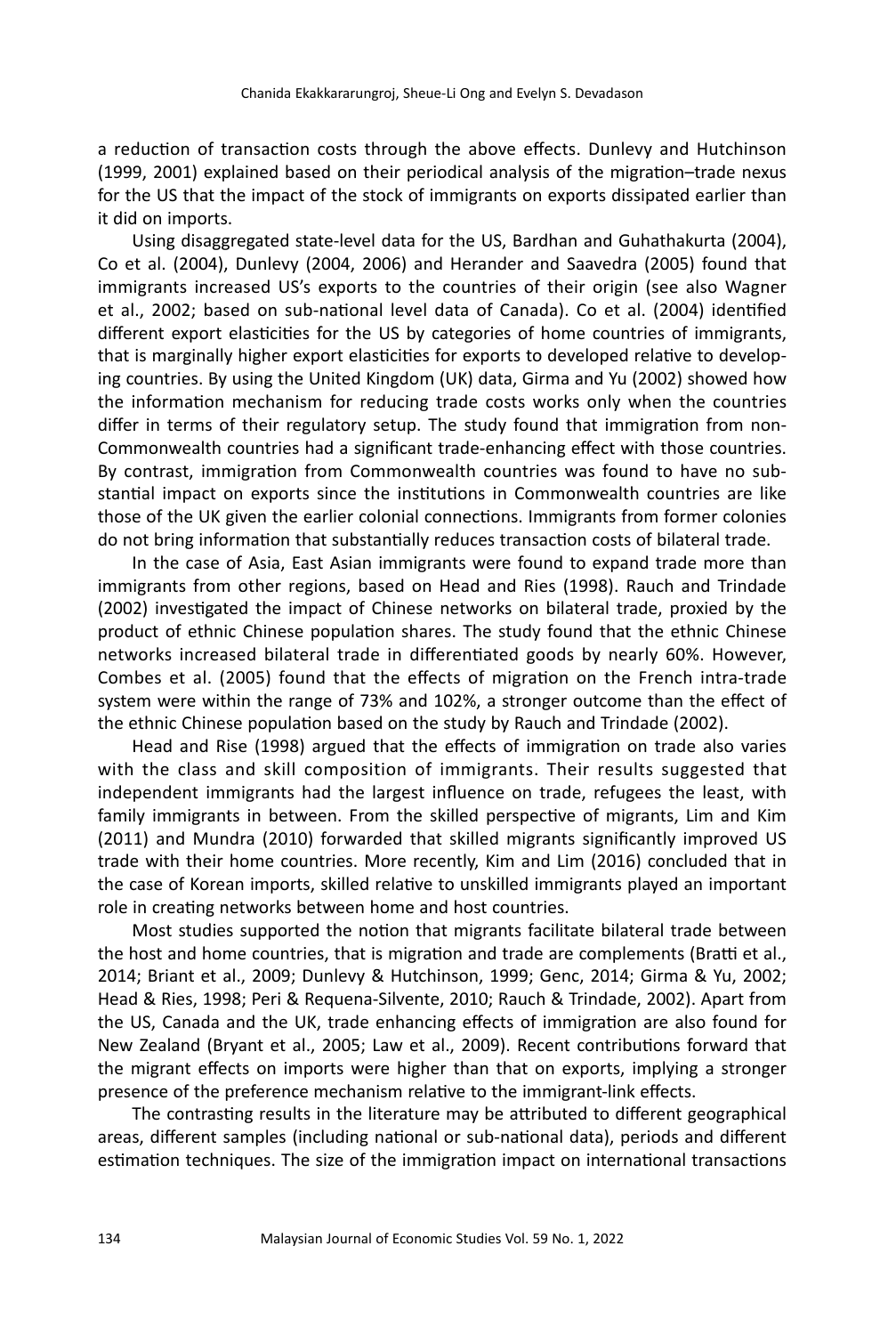a reduction of transaction costs through the above effects. Dunlevy and Hutchinson (1999, 2001) explained based on their periodical analysis of the migration–trade nexus for the US that the impact of the stock of immigrants on exports dissipated earlier than it did on imports.

Using disaggregated state-level data for the US, Bardhan and Guhathakurta (2004), Co et al. (2004), Dunlevy (2004, 2006) and Herander and Saavedra (2005) found that immigrants increased US's exports to the countries of their origin (see also Wagner et al., 2002; based on sub-national level data of Canada). Co et al. (2004) identified different export elasticities for the US by categories of home countries of immigrants, that is marginally higher export elasticities for exports to developed relative to developing countries. By using the United Kingdom (UK) data, Girma and Yu (2002) showed how the information mechanism for reducing trade costs works only when the countries differ in terms of their regulatory setup. The study found that immigration from non-Commonwealth countries had a significant trade-enhancing effect with those countries. By contrast, immigration from Commonwealth countries was found to have no substantial impact on exports since the institutions in Commonwealth countries are like those of the UK given the earlier colonial connections. Immigrants from former colonies do not bring information that substantially reduces transaction costs of bilateral trade.

In the case of Asia, East Asian immigrants were found to expand trade more than immigrants from other regions, based on Head and Ries (1998). Rauch and Trindade (2002) investigated the impact of Chinese networks on bilateral trade, proxied by the product of ethnic Chinese population shares. The study found that the ethnic Chinese networks increased bilateral trade in differentiated goods by nearly 60%. However, Combes et al. (2005) found that the effects of migration on the French intra-trade system were within the range of 73% and 102%, a stronger outcome than the effect of the ethnic Chinese population based on the study by Rauch and Trindade (2002).

Head and Rise (1998) argued that the effects of immigration on trade also varies with the class and skill composition of immigrants. Their results suggested that independent immigrants had the largest influence on trade, refugees the least, with family immigrants in between. From the skilled perspective of migrants, Lim and Kim (2011) and Mundra (2010) forwarded that skilled migrants significantly improved US trade with their home countries. More recently, Kim and Lim (2016) concluded that in the case of Korean imports, skilled relative to unskilled immigrants played an important role in creating networks between home and host countries.

Most studies supported the notion that migrants facilitate bilateral trade between the host and home countries, that is migration and trade are complements (Bratti et al., 2014; Briant et al., 2009; Dunlevy & Hutchinson, 1999; Genc, 2014; Girma & Yu, 2002; Head & Ries, 1998; Peri & Requena-Silvente, 2010; Rauch & Trindade, 2002). Apart from the US, Canada and the UK, trade enhancing effects of immigration are also found for New Zealand (Bryant et al., 2005; Law et al., 2009). Recent contributions forward that the migrant effects on imports were higher than that on exports, implying a stronger presence of the preference mechanism relative to the immigrant-link effects.

The contrasting results in the literature may be attributed to different geographical areas, different samples (including national or sub-national data), periods and different estimation techniques. The size of the immigration impact on international transactions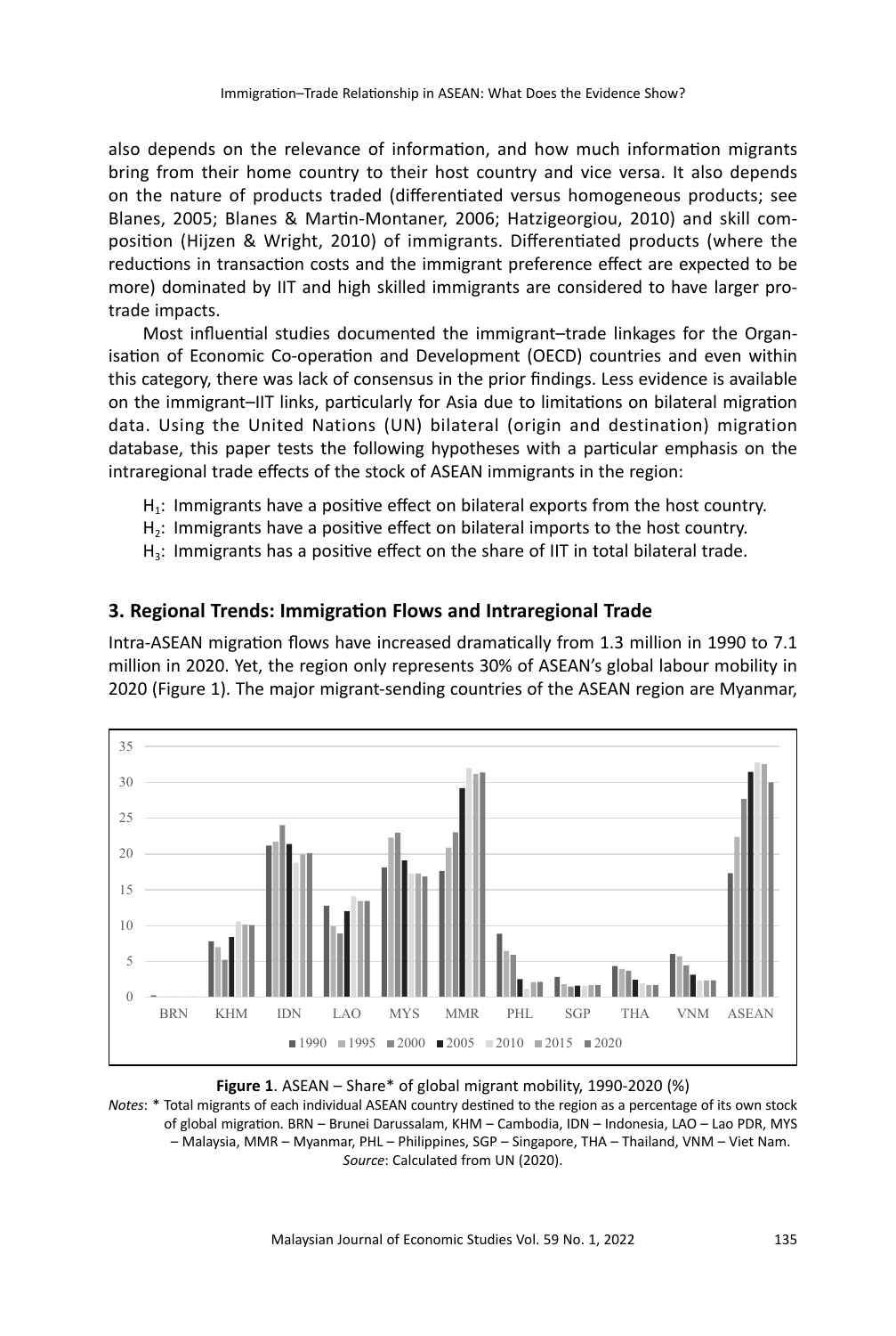also depends on the relevance of information, and how much information migrants bring from their home country to their host country and vice versa. It also depends on the nature of products traded (differentiated versus homogeneous products; see Blanes, 2005; Blanes & Martin-Montaner, 2006; Hatzigeorgiou, 2010) and skill composition (Hijzen & Wright, 2010) of immigrants. Differentiated products (where the reductions in transaction costs and the immigrant preference effect are expected to be more) dominated by IIT and high skilled immigrants are considered to have larger pro-trade impacts.

Most influential studies documented the immigrant–trade linkages for the Organisation of Economic Co-operation and Development (OECD) countries and even within this category, there was lack of consensus in the prior findings. Less evidence is available on the immigrant–IIT links, particularly for Asia due to limitations on bilateral migration data. Using the United Nations (UN) bilateral (origin and destination) migration database, this paper tests the following hypotheses with a particular emphasis on the intraregional trade effects of the stock of ASEAN immigrants in the region:

- $H_1$: Immigrants have a positive effect on bilateral exports from the host country.
- $H_2$: Immigrants have a positive effect on bilateral imports to the host country.
- $H_3$: Immigrants has a positive effect on the share of IIT in total bilateral trade.

## 3. Regional Trends: Immigration Flows and Intraregional Trade

Intra-ASEAN migration flows have increased dramatically from 1.3 million in 1990 to 7.1 million in 2020. Yet, the region only represents 30% of ASEAN's global labour mobility in 2020 (Figure 1). The major migrant-sending countries of the ASEAN region are Myanmar,

**Figure 1**. ASEAN – Share* of global migrant mobility, 1990-2020 (%)

*Notes*: * Total migrants of each individual ASEAN country destined to the region as a percentage of its own stock of global migration. BRN – Brunei Darussalam, KHM – Cambodia, IDN – Indonesia, LAO – Lao PDR, MYS – Malaysia, MMR – Myanmar, PHL – Philippines, SGP – Singapore, THA – Thailand, VNM – Viet Nam.
*Source*: Calculated from UN (2020).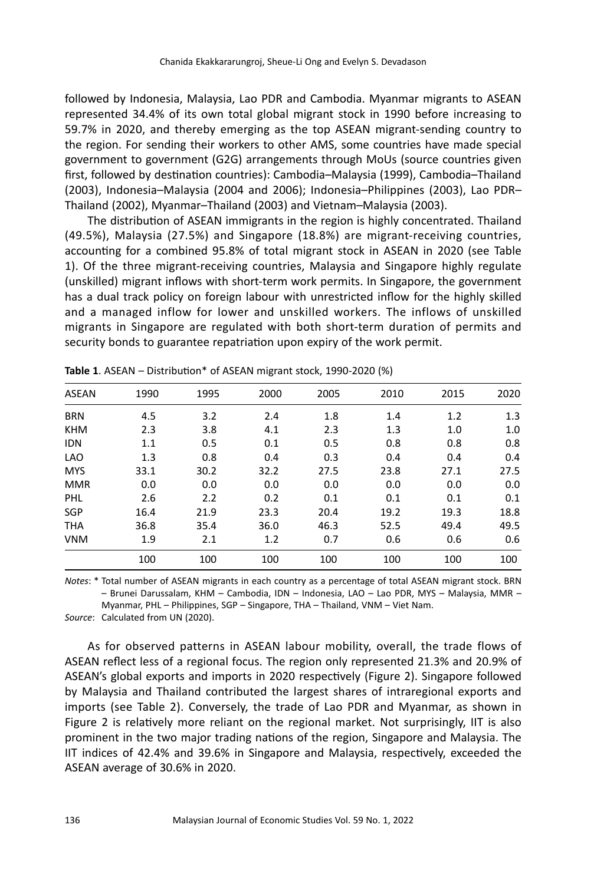followed by Indonesia, Malaysia, Lao PDR and Cambodia. Myanmar migrants to ASEAN represented 34.4% of its own total global migrant stock in 1990 before increasing to 59.7% in 2020, and thereby emerging as the top ASEAN migrant-sending country to the region. For sending their workers to other AMS, some countries have made special government to government (G2G) arrangements through MoUs (source countries given first, followed by destination countries): Cambodia–Malaysia (1999), Cambodia–Thailand (2003), Indonesia–Malaysia (2004 and 2006); Indonesia–Philippines (2003), Lao PDR–Thailand (2002), Myanmar–Thailand (2003) and Vietnam–Malaysia (2003).

The distribution of ASEAN immigrants in the region is highly concentrated. Thailand (49.5%), Malaysia (27.5%) and Singapore (18.8%) are migrant-receiving countries, accounting for a combined 95.8% of total migrant stock in ASEAN in 2020 (see Table 1). Of the three migrant-receiving countries, Malaysia and Singapore highly regulate (unskilled) migrant inflows with short-term work permits. In Singapore, the government has a dual track policy on foreign labour with unrestricted inflow for the highly skilled and a managed inflow for lower and unskilled workers. The inflows of unskilled migrants in Singapore are regulated with both short-term duration of permits and security bonds to guarantee repatriation upon expiry of the work permit.

**Table 1**. ASEAN – Distribution* of ASEAN migrant stock, 1990-2020 (%)

| ASEAN | 1990 | 1995 | 2000 | 2005 | 2010 | 2015 | 2020 |
|---|---|---|---|---|---|---|---|
| BRN | 4.5 | 3.2 | 2.4 | 1.8 | 1.4 | 1.2 | 1.3 |
| KHM | 2.3 | 3.8 | 4.1 | 2.3 | 1.3 | 1.0 | 1.0 |
| IDN | 1.1 | 0.5 | 0.1 | 0.5 | 0.8 | 0.8 | 0.8 |
| LAO | 1.3 | 0.8 | 0.4 | 0.3 | 0.4 | 0.4 | 0.4 |
| MYS | 33.1 | 30.2 | 32.2 | 27.5 | 23.8 | 27.1 | 27.5 |
| MMR | 0.0 | 0.0 | 0.0 | 0.0 | 0.0 | 0.0 | 0.0 |
| PHL | 2.6 | 2.2 | 0.2 | 0.1 | 0.1 | 0.1 | 0.1 |
| SGP | 16.4 | 21.9 | 23.3 | 20.4 | 19.2 | 19.3 | 18.8 |
| THA | 36.8 | 35.4 | 36.0 | 46.3 | 52.5 | 49.4 | 49.5 |
| VNM | 1.9 | 2.1 | 1.2 | 0.7 | 0.6 | 0.6 | 0.6 |
| | 100 | 100 | 100 | 100 | 100 | 100 | 100 |

*Notes*: * Total number of ASEAN migrants in each country as a percentage of total ASEAN migrant stock. BRN – Brunei Darussalam, KHM – Cambodia, IDN – Indonesia, LAO – Lao PDR, MYS – Malaysia, MMR – Myanmar, PHL – Philippines, SGP – Singapore, THA – Thailand, VNM – Viet Nam.

*Source*: Calculated from UN (2020).

As for observed patterns in ASEAN labour mobility, overall, the trade flows of ASEAN reflect less of a regional focus. The region only represented 21.3% and 20.9% of ASEAN's global exports and imports in 2020 respectively (Figure 2). Singapore followed by Malaysia and Thailand contributed the largest shares of intraregional exports and imports (see Table 2). Conversely, the trade of Lao PDR and Myanmar, as shown in Figure 2 is relatively more reliant on the regional market. Not surprisingly, IIT is also prominent in the two major trading nations of the region, Singapore and Malaysia. The IIT indices of 42.4% and 39.6% in Singapore and Malaysia, respectively, exceeded the ASEAN average of 30.6% in 2020.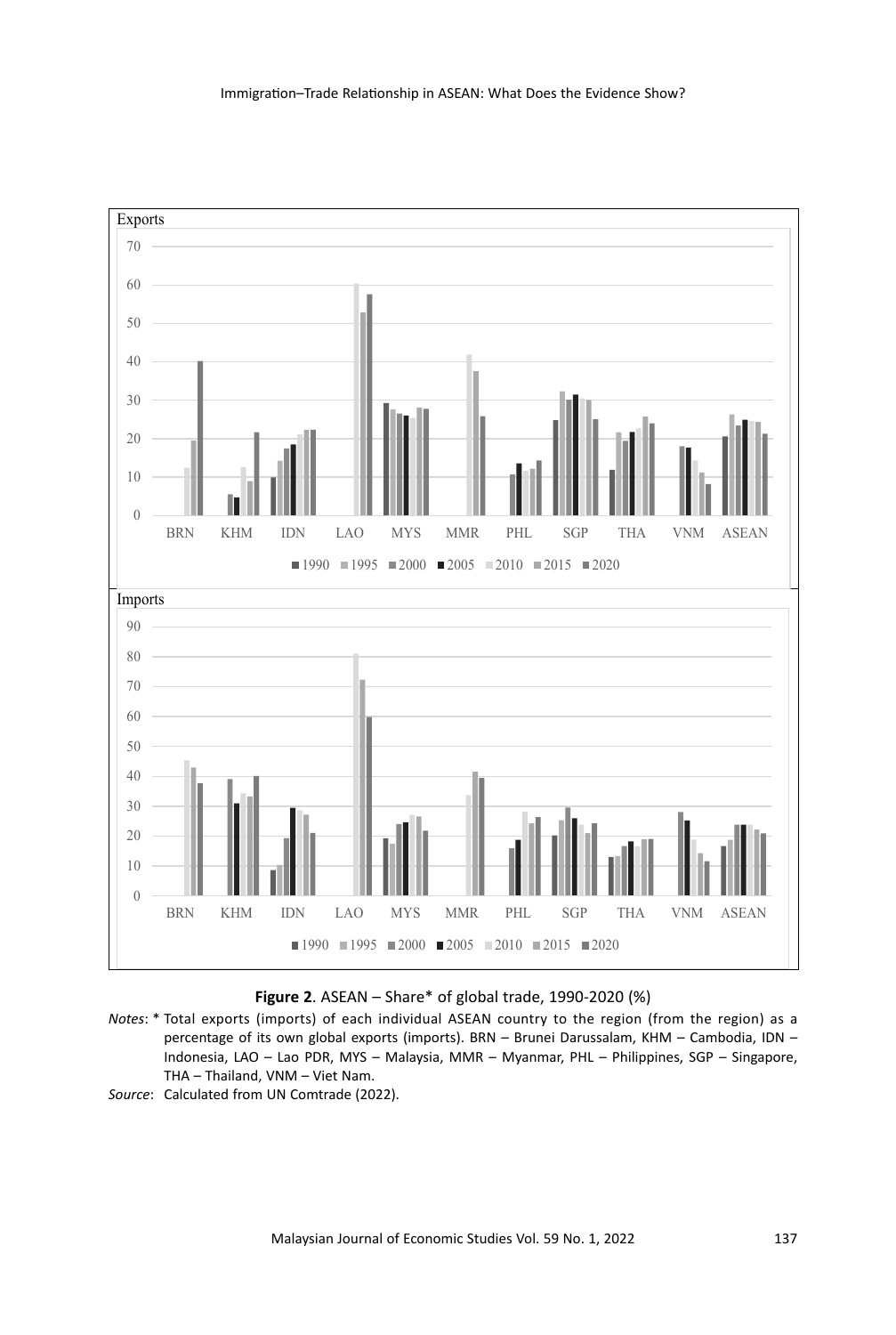**Figure 2**. ASEAN – Share* of global trade, 1990-2020 (%)

*Notes*: * Total exports (imports) of each individual ASEAN country to the region (from the region) as a percentage of its own global exports (imports). BRN – Brunei Darussalam, KHM – Cambodia, IDN – Indonesia, LAO – Lao PDR, MYS – Malaysia, MMR – Myanmar, PHL – Philippines, SGP – Singapore, THA – Thailand, VNM – Viet Nam.

*Source*: Calculated from UN Comtrade (2022).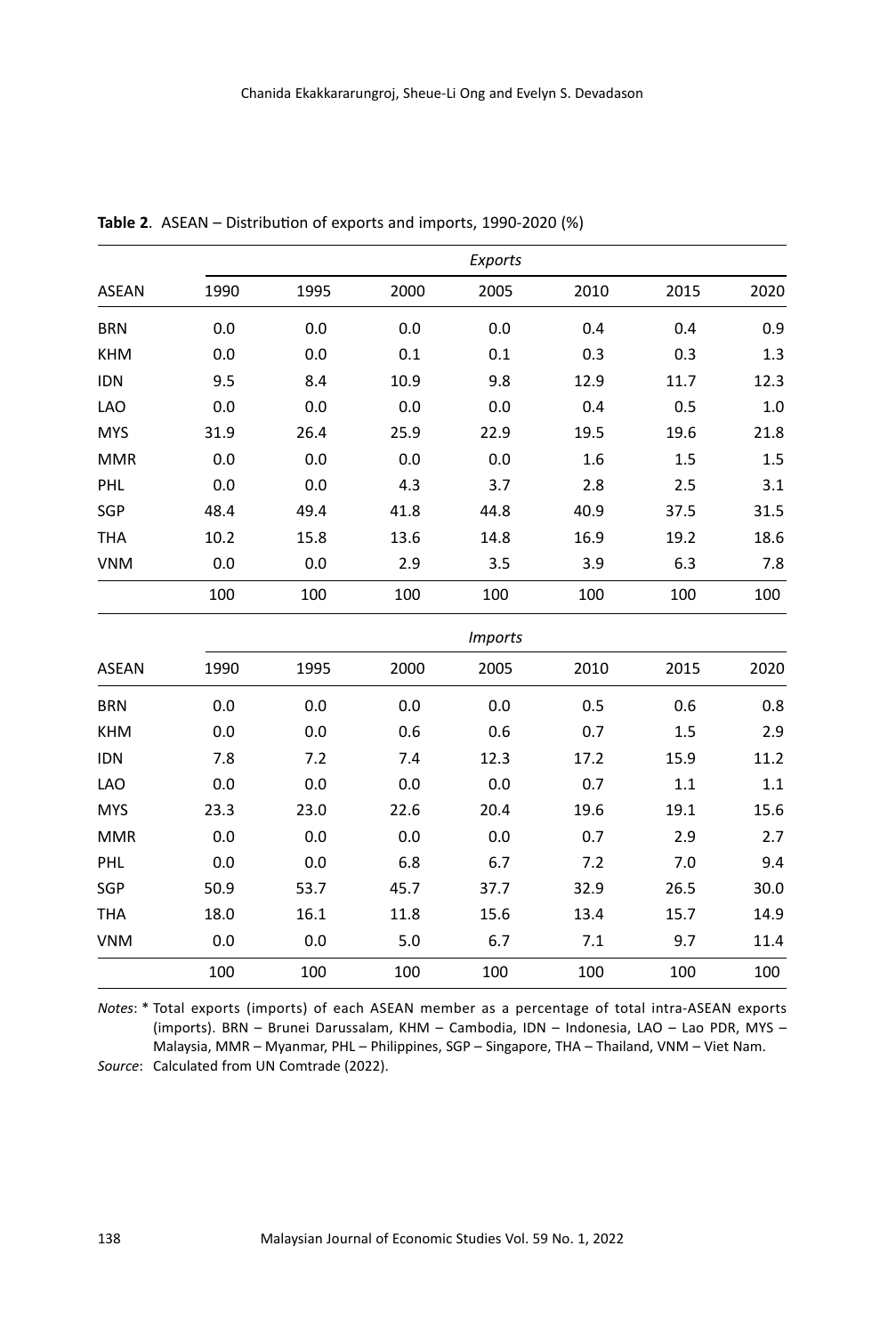**Table 2**. ASEAN – Distribution of exports and imports, 1990-2020 (%)

| ASEAN | *Exports* | | | | | | |
|---|---|---|---|---|---|---|---|
| | 1990 | 1995 | 2000 | 2005 | 2010 | 2015 | 2020 |
| BRN | 0.0 | 0.0 | 0.0 | 0.0 | 0.4 | 0.4 | 0.9 |
| KHM | 0.0 | 0.0 | 0.1 | 0.1 | 0.3 | 0.3 | 1.3 |
| IDN | 9.5 | 8.4 | 10.9 | 9.8 | 12.9 | 11.7 | 12.3 |
| LAO | 0.0 | 0.0 | 0.0 | 0.0 | 0.4 | 0.5 | 1.0 |
| MYS | 31.9 | 26.4 | 25.9 | 22.9 | 19.5 | 19.6 | 21.8 |
| MMR | 0.0 | 0.0 | 0.0 | 0.0 | 1.6 | 1.5 | 1.5 |
| PHL | 0.0 | 0.0 | 4.3 | 3.7 | 2.8 | 2.5 | 3.1 |
| SGP | 48.4 | 49.4 | 41.8 | 44.8 | 40.9 | 37.5 | 31.5 |
| THA | 10.2 | 15.8 | 13.6 | 14.8 | 16.9 | 19.2 | 18.6 |
| VNM | 0.0 | 0.0 | 2.9 | 3.5 | 3.9 | 6.3 | 7.8 |
| | 100 | 100 | 100 | 100 | 100 | 100 | 100 |

| ASEAN | *Imports* | | | | | | |
|---|---|---|---|---|---|---|---|
| | 1990 | 1995 | 2000 | 2005 | 2010 | 2015 | 2020 |
| BRN | 0.0 | 0.0 | 0.0 | 0.0 | 0.5 | 0.6 | 0.8 |
| KHM | 0.0 | 0.0 | 0.6 | 0.6 | 0.7 | 1.5 | 2.9 |
| IDN | 7.8 | 7.2 | 7.4 | 12.3 | 17.2 | 15.9 | 11.2 |
| LAO | 0.0 | 0.0 | 0.0 | 0.0 | 0.7 | 1.1 | 1.1 |
| MYS | 23.3 | 23.0 | 22.6 | 20.4 | 19.6 | 19.1 | 15.6 |
| MMR | 0.0 | 0.0 | 0.0 | 0.0 | 0.7 | 2.9 | 2.7 |
| PHL | 0.0 | 0.0 | 6.8 | 6.7 | 7.2 | 7.0 | 9.4 |
| SGP | 50.9 | 53.7 | 45.7 | 37.7 | 32.9 | 26.5 | 30.0 |
| THA | 18.0 | 16.1 | 11.8 | 15.6 | 13.4 | 15.7 | 14.9 |
| VNM | 0.0 | 0.0 | 5.0 | 6.7 | 7.1 | 9.7 | 11.4 |
| | 100 | 100 | 100 | 100 | 100 | 100 | 100 |

*Notes*: * Total exports (imports) of each ASEAN member as a percentage of total intra-ASEAN exports (imports). BRN – Brunei Darussalam, KHM – Cambodia, IDN – Indonesia, LAO – Lao PDR, MYS – Malaysia, MMR – Myanmar, PHL – Philippines, SGP – Singapore, THA – Thailand, VNM – Viet Nam.

*Source*: Calculated from UN Comtrade (2022).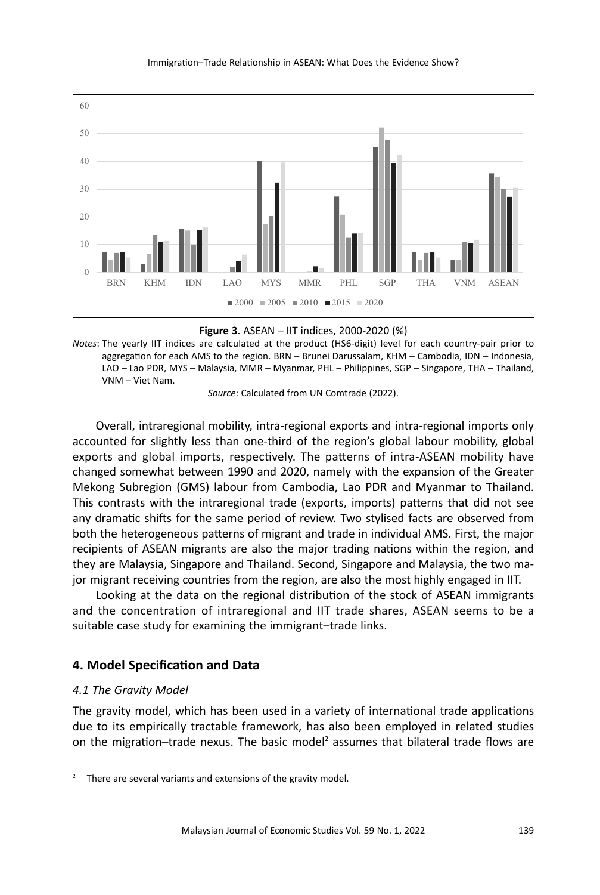**Figure 3**. ASEAN – IIT indices, 2000-2020 (%)

*Notes*: The yearly IIT indices are calculated at the product (HS6-digit) level for each country-pair prior to aggregation for each AMS to the region. BRN – Brunei Darussalam, KHM – Cambodia, IDN – Indonesia, LAO – Lao PDR, MYS – Malaysia, MMR – Myanmar, PHL – Philippines, SGP – Singapore, THA – Thailand, VNM – Viet Nam.

*Source*: Calculated from UN Comtrade (2022).

Overall, intraregional mobility, intra-regional exports and intra-regional imports only accounted for slightly less than one-third of the region's global labour mobility, global exports and global imports, respectively. The patterns of intra-ASEAN mobility have changed somewhat between 1990 and 2020, namely with the expansion of the Greater Mekong Subregion (GMS) labour from Cambodia, Lao PDR and Myanmar to Thailand. This contrasts with the intraregional trade (exports, imports) patterns that did not see any dramatic shifts for the same period of review. Two stylised facts are observed from both the heterogeneous patterns of migrant and trade in individual AMS. First, the major recipients of ASEAN migrants are also the major trading nations within the region, and they are Malaysia, Singapore and Thailand. Second, Singapore and Malaysia, the two major migrant receiving countries from the region, are also the most highly engaged in IIT.

Looking at the data on the regional distribution of the stock of ASEAN immigrants and the concentration of intraregional and IIT trade shares, ASEAN seems to be a suitable case study for examining the immigrant–trade links.

## 4. Model Specification and Data

### *4.1 The Gravity Model*

The gravity model, which has been used in a variety of international trade applications due to its empirically tractable framework, has also been employed in related studies on the migration–trade nexus. The basic model[2] assumes that bilateral trade flows are

[2] There are several variants and extensions of the gravity model.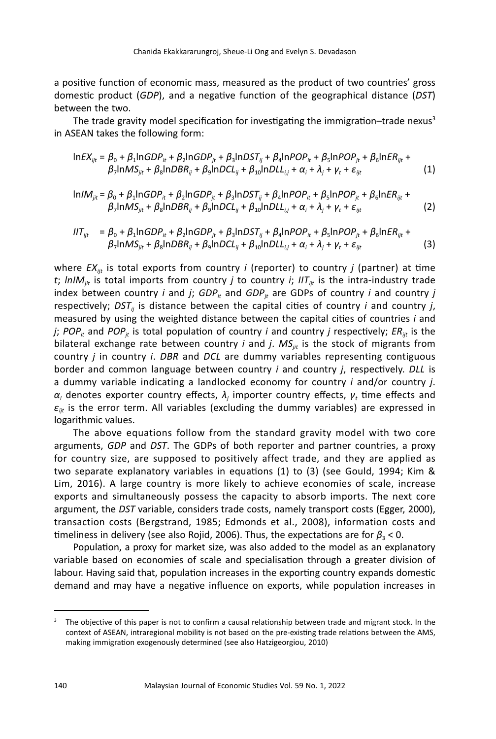a positive function of economic mass, measured as the product of two countries' gross domestic product (*GDP*), and a negative function of the geographical distance (*DST*) between the two.

The trade gravity model specification for investigating the immigration–trade nexus[3] in ASEAN takes the following form:

$$\ln EX_{ijt} = \beta_0 + \beta_1 \ln GDP_{it} + \beta_2 \ln GDP_{jt} + \beta_3 \ln DST_{ij} + \beta_4 \ln POP_{it} + \beta_5 \ln POP_{jt} + \beta_6 \ln ER_{ijt} + \beta_7 \ln MS_{jit} + \beta_8 \ln DBR_{ij} + \beta_9 \ln DCL_{ij} + \beta_{10} \ln DLL_{i,j} + \alpha_i + \lambda_j + \gamma_t + \varepsilon_{ijt} \quad (1)$$

$$\ln IM_{jit} = \beta_0 + \beta_1 \ln GDP_{it} + \beta_2 \ln GDP_{jt} + \beta_3 \ln DST_{ij} + \beta_4 \ln POP_{it} + \beta_5 \ln POP_{jt} + \beta_6 \ln ER_{ijt} + \beta_7 \ln MS_{jit} + \beta_8 \ln DBR_{ij} + \beta_9 \ln DCL_{ij} + \beta_{10} \ln DLL_{i,j} + \alpha_i + \lambda_j + \gamma_t + \varepsilon_{ijt} \quad (2)$$

$$IIT_{ijt} = \beta_0 + \beta_1 \ln GDP_{it} + \beta_2 \ln GDP_{jt} + \beta_3 \ln DST_{ij} + \beta_4 \ln POP_{it} + \beta_5 \ln POP_{jt} + \beta_6 \ln ER_{ijt} + \beta_7 \ln MS_{jit} + \beta_8 \ln DBR_{ij} + \beta_9 \ln DCL_{ij} + \beta_{10} \ln DLL_{i,j} + \alpha_i + \lambda_j + \gamma_t + \varepsilon_{ijt} \quad (3)$$

where $EX_{ijt}$ is total exports from country *i* (reporter) to country *j* (partner) at time *t*; $lnIM_{jit}$ is total imports from country *j* to country *i*; $IIT_{ijt}$ is the intra-industry trade index between country *i* and *j*; $GDP_{it}$ and $GDP_{jt}$ are GDPs of country *i* and country *j* respectively; $DST_{ij}$ is distance between the capital cities of country *i* and country *j*, measured by using the weighted distance between the capital cities of countries *i* and *j*; $POP_{it}$ and $POP_{jt}$ is total population of country *i* and country *j* respectively; $ER_{ijt}$ is the bilateral exchange rate between country *i* and *j*. $MS_{jit}$ is the stock of migrants from country *j* in country *i*. *DBR* and *DCL* are dummy variables representing contiguous border and common language between country *i* and country *j*, respectively. *DLL* is a dummy variable indicating a landlocked economy for country *i* and/or country *j*. $\alpha_i$ denotes exporter country effects, $\lambda_j$ importer country effects, $\gamma_t$ time effects and $\varepsilon_{ijt}$ is the error term. All variables (excluding the dummy variables) are expressed in logarithmic values.

The above equations follow from the standard gravity model with two core arguments, *GDP* and *DST*. The GDPs of both reporter and partner countries, a proxy for country size, are supposed to positively affect trade, and they are applied as two separate explanatory variables in equations (1) to (3) (see Gould, 1994; Kim & Lim, 2016). A large country is more likely to achieve economies of scale, increase exports and simultaneously possess the capacity to absorb imports. The next core argument, the *DST* variable, considers trade costs, namely transport costs (Egger, 2000), transaction costs (Bergstrand, 1985; Edmonds et al., 2008), information costs and timeliness in delivery (see also Rojid, 2006). Thus, the expectations are for $\beta_3 < 0$.

Population, a proxy for market size, was also added to the model as an explanatory variable based on economies of scale and specialisation through a greater division of labour. Having said that, population increases in the exporting country expands domestic demand and may have a negative influence on exports, while population increases in

[3] The objective of this paper is not to confirm a causal relationship between trade and migrant stock. In the context of ASEAN, intraregional mobility is not based on the pre-existing trade relations between the AMS, making immigration exogenously determined (see also Hatzigeorgiou, 2010)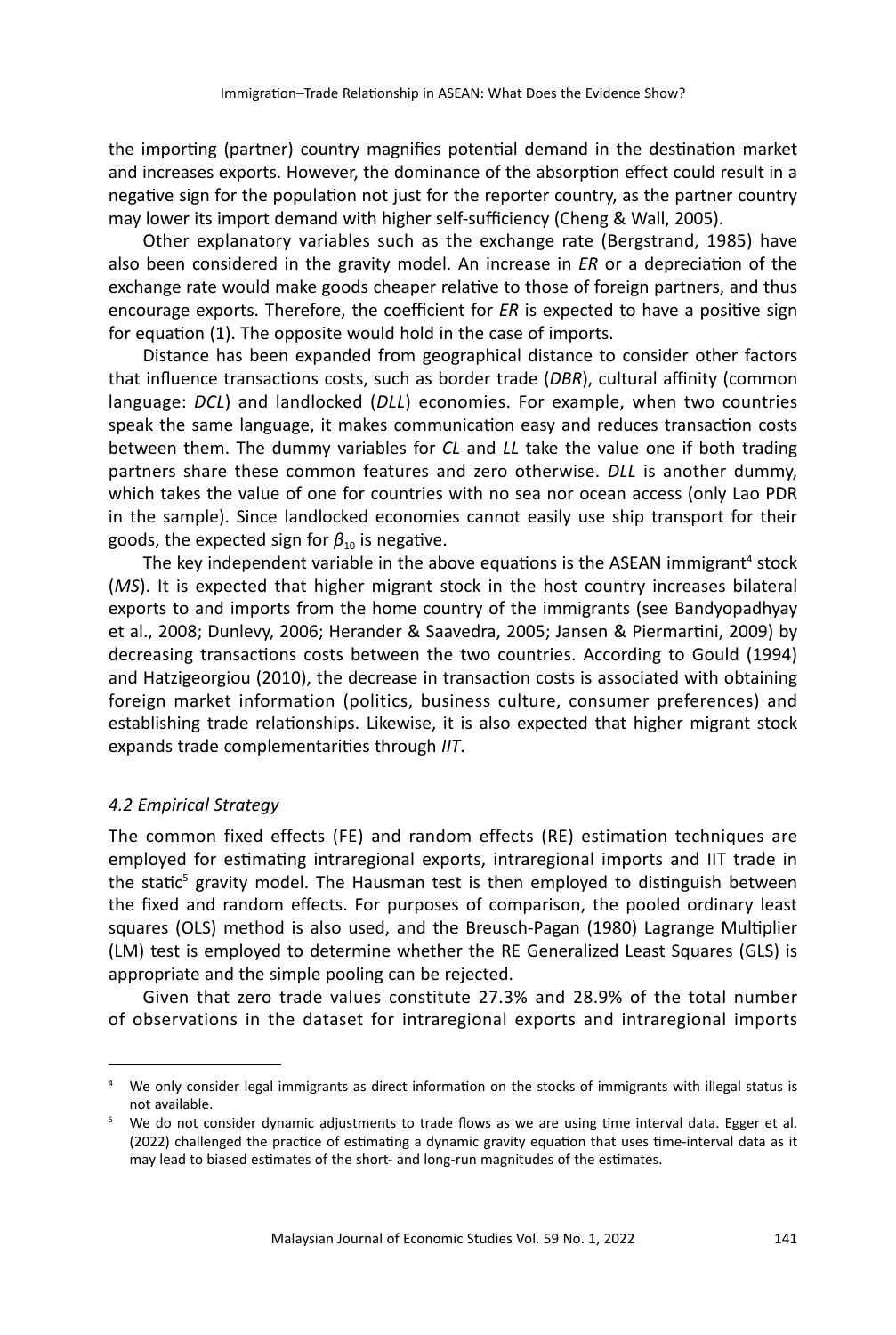the importing (partner) country magnifies potential demand in the destination market and increases exports. However, the dominance of the absorption effect could result in a negative sign for the population not just for the reporter country, as the partner country may lower its import demand with higher self-sufficiency (Cheng & Wall, 2005).

Other explanatory variables such as the exchange rate (Bergstrand, 1985) have also been considered in the gravity model. An increase in *ER* or a depreciation of the exchange rate would make goods cheaper relative to those of foreign partners, and thus encourage exports. Therefore, the coefficient for *ER* is expected to have a positive sign for equation (1). The opposite would hold in the case of imports.

Distance has been expanded from geographical distance to consider other factors that influence transactions costs, such as border trade (*DBR*), cultural affinity (common language: *DCL*) and landlocked (*DLL*) economies. For example, when two countries speak the same language, it makes communication easy and reduces transaction costs between them. The dummy variables for *CL* and *LL* take the value one if both trading partners share these common features and zero otherwise. *DLL* is another dummy, which takes the value of one for countries with no sea nor ocean access (only Lao PDR in the sample). Since landlocked economies cannot easily use ship transport for their goods, the expected sign for $\beta_{10}$ is negative.

The key independent variable in the above equations is the ASEAN immigrant[4] stock (*MS*). It is expected that higher migrant stock in the host country increases bilateral exports to and imports from the home country of the immigrants (see Bandyopadhyay et al., 2008; Dunlevy, 2006; Herander & Saavedra, 2005; Jansen & Piermartini, 2009) by decreasing transactions costs between the two countries. According to Gould (1994) and Hatzigeorgiou (2010), the decrease in transaction costs is associated with obtaining foreign market information (politics, business culture, consumer preferences) and establishing trade relationships. Likewise, it is also expected that higher migrant stock expands trade complementarities through *IIT*.

### *4.2 Empirical Strategy*

The common fixed effects (FE) and random effects (RE) estimation techniques are employed for estimating intraregional exports, intraregional imports and IIT trade in the static[5] gravity model. The Hausman test is then employed to distinguish between the fixed and random effects. For purposes of comparison, the pooled ordinary least squares (OLS) method is also used, and the Breusch-Pagan (1980) Lagrange Multiplier (LM) test is employed to determine whether the RE Generalized Least Squares (GLS) is appropriate and the simple pooling can be rejected.

Given that zero trade values constitute 27.3% and 28.9% of the total number of observations in the dataset for intraregional exports and intraregional imports

---

[4] We only consider legal immigrants as direct information on the stocks of immigrants with illegal status is not available.

[5] We do not consider dynamic adjustments to trade flows as we are using time interval data. Egger et al. (2022) challenged the practice of estimating a dynamic gravity equation that uses time-interval data as it may lead to biased estimates of the short- and long-run magnitudes of the estimates.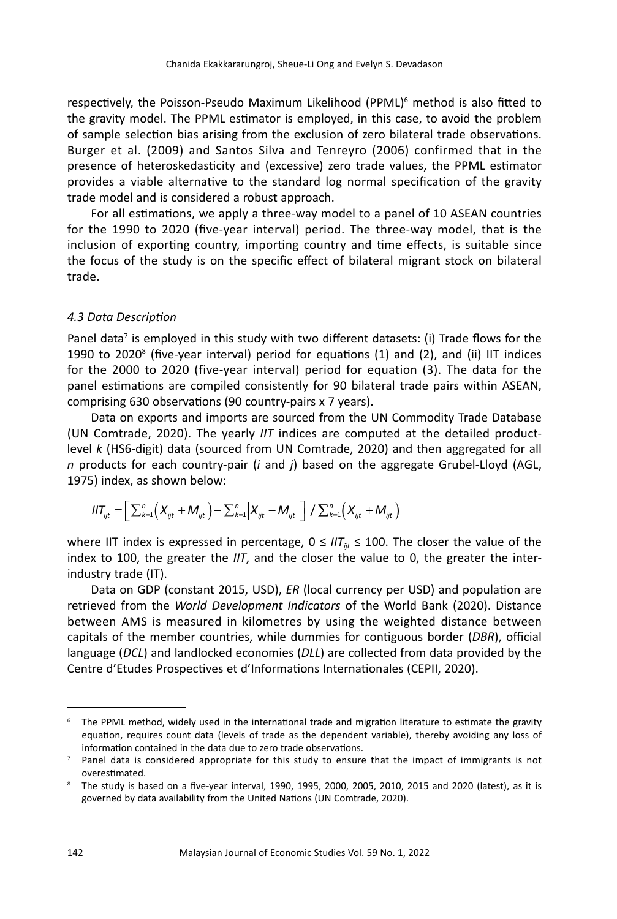respectively, the Poisson-Pseudo Maximum Likelihood (PPML)[6] method is also fitted to the gravity model. The PPML estimator is employed, in this case, to avoid the problem of sample selection bias arising from the exclusion of zero bilateral trade observations. Burger et al. (2009) and Santos Silva and Tenreyro (2006) confirmed that in the presence of heteroskedasticity and (excessive) zero trade values, the PPML estimator provides a viable alternative to the standard log normal specification of the gravity trade model and is considered a robust approach.

For all estimations, we apply a three-way model to a panel of 10 ASEAN countries for the 1990 to 2020 (five-year interval) period. The three-way model, that is the inclusion of exporting country, importing country and time effects, is suitable since the focus of the study is on the specific effect of bilateral migrant stock on bilateral trade.

### *4.3 Data Description*

Panel data[7] is employed in this study with two different datasets: (i) Trade flows for the 1990 to 2020[8] (five-year interval) period for equations (1) and (2), and (ii) IIT indices for the 2000 to 2020 (five-year interval) period for equation (3). The data for the panel estimations are compiled consistently for 90 bilateral trade pairs within ASEAN, comprising 630 observations (90 country-pairs x 7 years).

Data on exports and imports are sourced from the UN Commodity Trade Database (UN Comtrade, 2020). The yearly *IIT* indices are computed at the detailed product-level *k* (HS6-digit) data (sourced from UN Comtrade, 2020) and then aggregated for all *n* products for each country-pair (*i* and *j*) based on the aggregate Grubel-Lloyd (AGL, 1975) index, as shown below:

$$IIT_{ijt} = \left[ \sum_{k=1}^{n} \left( X_{ijt} + M_{ijt} \right) - \sum_{k=1}^{n} \left| X_{ijt} - M_{ijt} \right| \right] / \sum_{k=1}^{n} \left( X_{ijt} + M_{ijt} \right)$$

where IIT index is expressed in percentage, $0 \leq IIT_{ijt} \leq 100$. The closer the value of the index to 100, the greater the *IIT*, and the closer the value to 0, the greater the inter-industry trade (IT).

Data on GDP (constant 2015, USD), *ER* (local currency per USD) and population are retrieved from the *World Development Indicators* of the World Bank (2020). Distance between AMS is measured in kilometres by using the weighted distance between capitals of the member countries, while dummies for contiguous border (*DBR*), official language (*DCL*) and landlocked economies (*DLL*) are collected from data provided by the Centre d'Etudes Prospectives et d'Informations Internationales (CEPII, 2020).

---

[6] The PPML method, widely used in the international trade and migration literature to estimate the gravity equation, requires count data (levels of trade as the dependent variable), thereby avoiding any loss of information contained in the data due to zero trade observations.

[7] Panel data is considered appropriate for this study to ensure that the impact of immigrants is not overestimated.

[8] The study is based on a five-year interval, 1990, 1995, 2000, 2005, 2010, 2015 and 2020 (latest), as it is governed by data availability from the United Nations (UN Comtrade, 2020).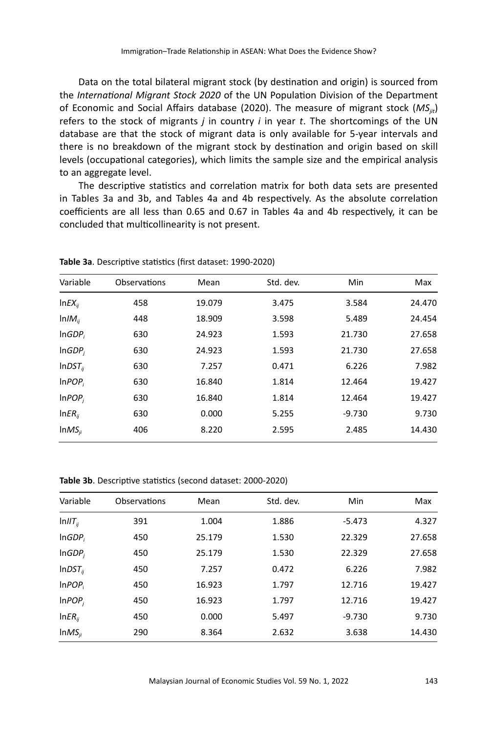Data on the total bilateral migrant stock (by destination and origin) is sourced from the *International Migrant Stock 2020* of the UN Population Division of the Department of Economic and Social Affairs database (2020). The measure of migrant stock ($MS_{jit}$) refers to the stock of migrants *j* in country *i* in year *t*. The shortcomings of the UN database are that the stock of migrant data is only available for 5-year intervals and there is no breakdown of the migrant stock by destination and origin based on skill levels (occupational categories), which limits the sample size and the empirical analysis to an aggregate level.

The descriptive statistics and correlation matrix for both data sets are presented in Tables 3a and 3b, and Tables 4a and 4b respectively. As the absolute correlation coefficients are all less than 0.65 and 0.67 in Tables 4a and 4b respectively, it can be concluded that multicollinearity is not present.

**Table 3a**. Descriptive statistics (first dataset: 1990-2020)

| Variable | Observations | Mean | Std. dev. | Min | Max |
|---|---|---|---|---|---|
| $\ln EX_{ij}$ | 458 | 19.079 | 3.475 | 3.584 | 24.470 |
| $\ln IM_{ij}$ | 448 | 18.909 | 3.598 | 5.489 | 24.454 |
| $\ln GDP_i$ | 630 | 24.923 | 1.593 | 21.730 | 27.658 |
| $\ln GDP_j$ | 630 | 24.923 | 1.593 | 21.730 | 27.658 |
| $\ln DST_{ij}$ | 630 | 7.257 | 0.471 | 6.226 | 7.982 |
| $\ln POP_i$ | 630 | 16.840 | 1.814 | 12.464 | 19.427 |
| $\ln POP_j$ | 630 | 16.840 | 1.814 | 12.464 | 19.427 |
| $\ln ER_{ij}$ | 630 | 0.000 | 5.255 | -9.730 | 9.730 |
| $\ln MS_{ji}$ | 406 | 8.220 | 2.595 | 2.485 | 14.430 |

**Table 3b**. Descriptive statistics (second dataset: 2000-2020)

| Variable | Observations | Mean | Std. dev. | Min | Max |
|---|---|---|---|---|---|
| $\ln IIT_{ij}$ | 391 | 1.004 | 1.886 | -5.473 | 4.327 |
| $\ln GDP_i$ | 450 | 25.179 | 1.530 | 22.329 | 27.658 |
| $\ln GDP_j$ | 450 | 25.179 | 1.530 | 22.329 | 27.658 |
| $\ln DST_{ij}$ | 450 | 7.257 | 0.472 | 6.226 | 7.982 |
| $\ln POP_i$ | 450 | 16.923 | 1.797 | 12.716 | 19.427 |
| $\ln POP_j$ | 450 | 16.923 | 1.797 | 12.716 | 19.427 |
| $\ln ER_{ij}$ | 450 | 0.000 | 5.497 | -9.730 | 9.730 |
| $\ln MS_{ji}$ | 290 | 8.364 | 2.632 | 3.638 | 14.430 |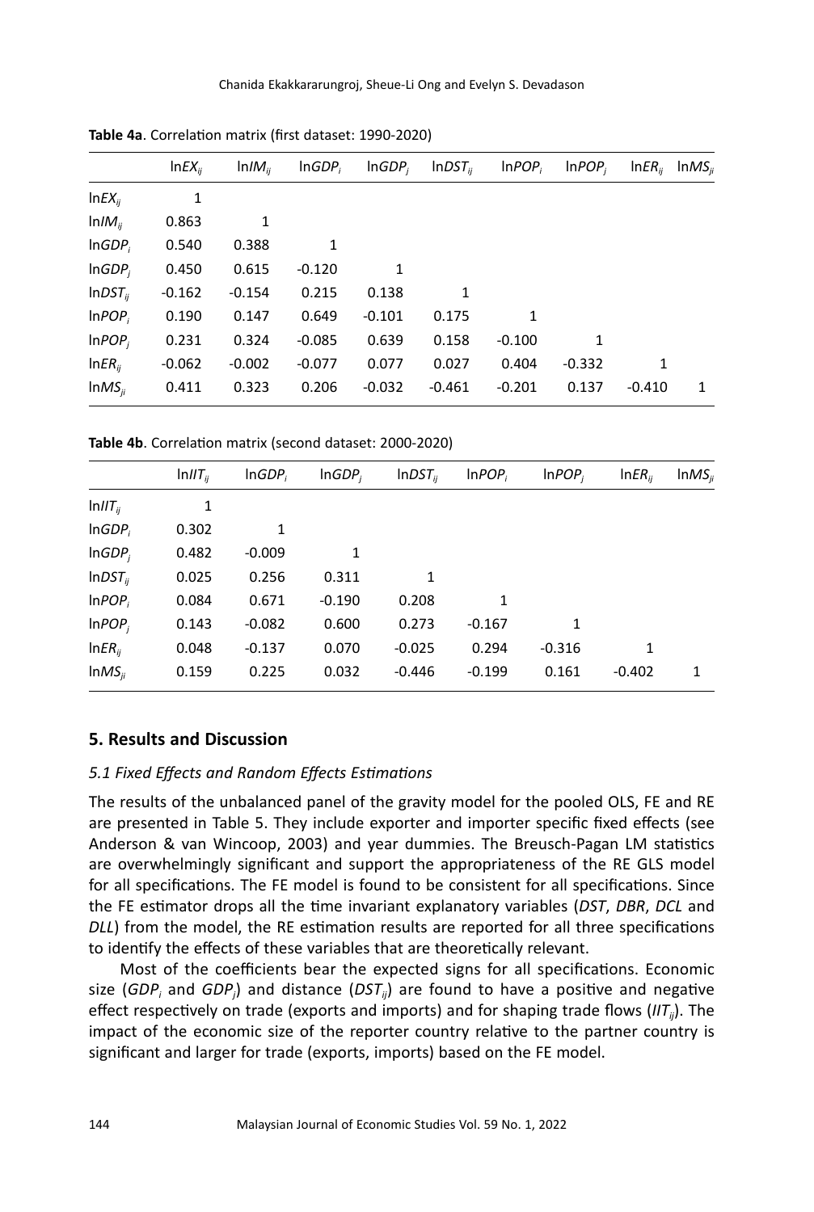**Table 4a**. Correlation matrix (first dataset: 1990-2020)

| | $\ln EX_{ij}$ | $\ln IM_{ij}$ | $\ln GDP_i$ | $\ln GDP_j$ | $\ln DST_{ij}$ | $\ln POP_i$ | $\ln POP_j$ | $\ln ER_{ij}$ | $\ln MS_{ji}$ |
|---|---|---|---|---|---|---|---|---|---|
| $\ln EX_{ij}$ | 1 | | | | | | | | |
| $\ln IM_{ij}$ | 0.863 | 1 | | | | | | | |
| $\ln GDP_i$ | 0.540 | 0.388 | 1 | | | | | | |
| $\ln GDP_j$ | 0.450 | 0.615 | -0.120 | 1 | | | | | |
| $\ln DST_{ij}$ | -0.162 | -0.154 | 0.215 | 0.138 | 1 | | | | |
| $\ln POP_i$ | 0.190 | 0.147 | 0.649 | -0.101 | 0.175 | 1 | | | |
| $\ln POP_j$ | 0.231 | 0.324 | -0.085 | 0.639 | 0.158 | -0.100 | 1 | | |
| $\ln ER_{ij}$ | -0.062 | -0.002 | -0.077 | 0.077 | 0.027 | 0.404 | -0.332 | 1 | |
| $\ln MS_{ji}$ | 0.411 | 0.323 | 0.206 | -0.032 | -0.461 | -0.201 | 0.137 | -0.410 | 1 |

**Table 4b**. Correlation matrix (second dataset: 2000-2020)

| | $\ln IIT_{ij}$ | $\ln GDP_i$ | $\ln GDP_j$ | $\ln DST_{ij}$ | $\ln POP_i$ | $\ln POP_j$ | $\ln ER_{ij}$ | $\ln MS_{ji}$ |
|---|---|---|---|---|---|---|---|---|
| $\ln IIT_{ij}$ | 1 | | | | | | | |
| $\ln GDP_i$ | 0.302 | 1 | | | | | | |
| $\ln GDP_j$ | 0.482 | -0.009 | 1 | | | | | |
| $\ln DST_{ij}$ | 0.025 | 0.256 | 0.311 | 1 | | | | |
| $\ln POP_i$ | 0.084 | 0.671 | -0.190 | 0.208 | 1 | | | |
| $\ln POP_j$ | 0.143 | -0.082 | 0.600 | 0.273 | -0.167 | 1 | | |
| $\ln ER_{ij}$ | 0.048 | -0.137 | 0.070 | -0.025 | 0.294 | -0.316 | 1 | |
| $\ln MS_{ji}$ | 0.159 | 0.225 | 0.032 | -0.446 | -0.199 | 0.161 | -0.402 | 1 |

## 5. Results and Discussion

### *5.1 Fixed Effects and Random Effects Estimations*

The results of the unbalanced panel of the gravity model for the pooled OLS, FE and RE are presented in Table 5. They include exporter and importer specific fixed effects (see Anderson & van Wincoop, 2003) and year dummies. The Breusch-Pagan LM statistics are overwhelmingly significant and support the appropriateness of the RE GLS model for all specifications. The FE model is found to be consistent for all specifications. Since the FE estimator drops all the time invariant explanatory variables (*DST*, *DBR*, *DCL* and *DLL*) from the model, the RE estimation results are reported for all three specifications to identify the effects of these variables that are theoretically relevant.

Most of the coefficients bear the expected signs for all specifications. Economic size ($GDP_i$ and $GDP_j$) and distance ($DST_{ij}$) are found to have a positive and negative effect respectively on trade (exports and imports) and for shaping trade flows ($IIT_{ij}$). The impact of the economic size of the reporter country relative to the partner country is significant and larger for trade (exports, imports) based on the FE model.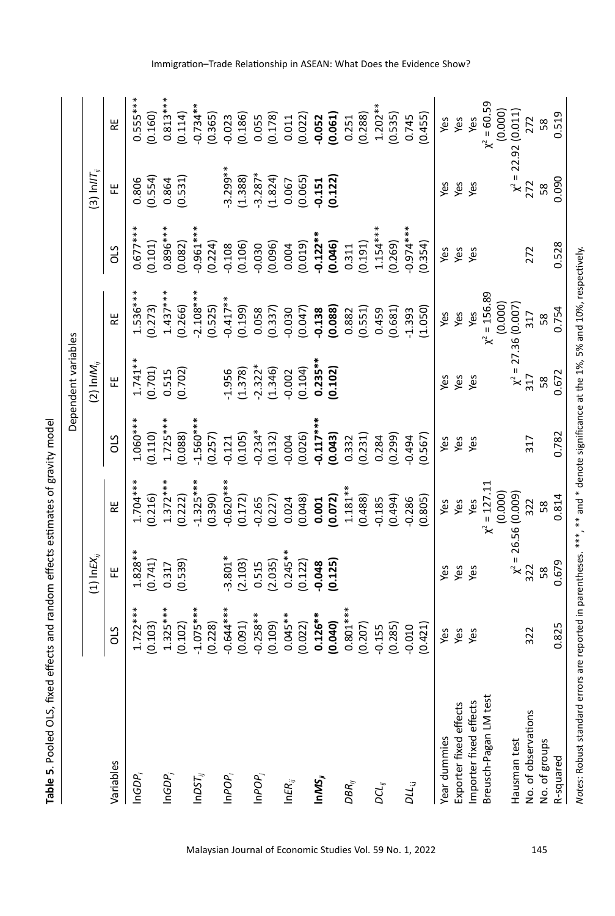**Table 5**. Pooled OLS, fixed effects and random effects estimates of gravity model

| Variables | (1) $\ln EX_{ij}$ | | | (2) $\ln IM_{ij}$ | | | (3) $\ln IIT_{ij}$ | | |
|---|---|---|---|---|---|---|---|---|---|
| | OLS | FE | RE | OLS | FE | RE | OLS | FE | RE |
| $\ln GDP_i$ | 1.722*** | 1.828** | 1.704*** | 1.060*** | 1.741** | 1.536*** | 0.677*** | 0.806 | 0.555*** |
| | (0.103) | (0.741) | (0.216) | (0.110) | (0.701) | (0.273) | (0.101) | (0.554) | (0.160) |
| $\ln GDP_j$ | 1.325*** | 0.317 | 1.372*** | 1.725*** | 0.515 | 1.437*** | 0.896*** | 0.864 | 0.813*** |
| | (0.102) | (0.539) | (0.222) | (0.088) | (0.702) | (0.266) | (0.082) | (0.531) | (0.114) |
| $\ln DST_{ij}$ | -1.075*** | | -1.325*** | -1.560*** | | -2.108*** | -0.961*** | | -0.734** |
| | (0.228) | | (0.390) | (0.257) | | (0.525) | (0.224) | | (0.365) |
| $\ln POP_i$ | -0.644*** | -3.801* | -0.620*** | -0.121 | -1.956 | -0.417** | -0.108 | -3.299** | -0.023 |
| | (0.091) | (2.103) | (0.172) | (0.105) | (1.378) | (0.199) | (0.106) | (1.388) | (0.186) |
| $\ln POP_j$ | -0.258** | 0.515 | -0.265 | -0.234* | -2.322* | 0.058 | -0.030 | -3.287* | 0.055 |
| | (0.109) | (2.035) | (0.227) | (0.132) | (1.346) | (0.337) | (0.096) | (1.824) | (0.178) |
| $\ln ER_{ij}$ | 0.045** | 0.245** | 0.024 | -0.004 | -0.002 | -0.030 | 0.004 | 0.067 | 0.011 |
| | (0.022) | (0.122) | (0.048) | (0.026) | (0.104) | (0.047) | (0.019) | (0.065) | (0.022) |
| **$\ln MS_{ij}$** | **0.126**** | **-0.048** | **0.001** | **-0.117***** | **0.235**** | **-0.138** | **-0.122**** | **-0.151** | **-0.052** |
| | **(0.040)** | **(0.125)** | **(0.072)** | **(0.043)** | **(0.102)** | **(0.088)** | **(0.046)** | **(0.122)** | **(0.061)** |
| $DBR_{ij}$ | 0.801*** | | 1.181** | 0.332 | | 0.882 | 0.311 | | 0.251 |
| | (0.207) | | (0.488) | (0.231) | | (0.551) | (0.191) | | (0.288) |
| $DCL_{ij}$ | -0.155 | | -0.185 | 0.284 | | 0.459 | 1.154*** | | 1.202** |
| | (0.285) | | (0.494) | (0.299) | | (0.681) | (0.269) | | (0.535) |
| $DLL_{ij}$ | -0.010 | | -0.286 | -0.494 | | -1.393 | -0.974*** | | 0.745 |
| | (0.421) | | (0.805) | (0.567) | | (1.050) | (0.354) | | (0.455) |
| Year dummies | Yes | Yes | Yes | Yes | Yes | Yes | Yes | Yes | Yes |
| Exporter fixed effects | Yes | Yes | Yes | Yes | Yes | Yes | Yes | Yes | Yes |
| Importer fixed effects | Yes | Yes | Yes | Yes | Yes | Yes | Yes | Yes | Yes |
| Breusch-Pagan LM test | | | $\chi^2 = 127.11$ (0.000) | | | $\chi^2 = 156.89$ (0.000) | | | $\chi^2 = 60.59$ (0.000) |
| Hausman test | | $\chi^2 = 26.56$ (0.009) | | | $\chi^2 = 27.36$ (0.007) | | | $\chi^2 = 22.92$ (0.011) | |
| No. of observations | 322 | 322 | 322 | 317 | 317 | 317 | 272 | 272 | 272 |
| No. of groups | | 58 | 58 | | 58 | 58 | | 58 | 58 |
| R-squared | 0.825 | 0.679 | 0.814 | 0.782 | 0.672 | 0.754 | 0.528 | 0.090 | 0.519 |

*Notes*: Robust standard errors are reported in parentheses. ***, ** and * denote significance at the 1%, 5% and 10%, respectively.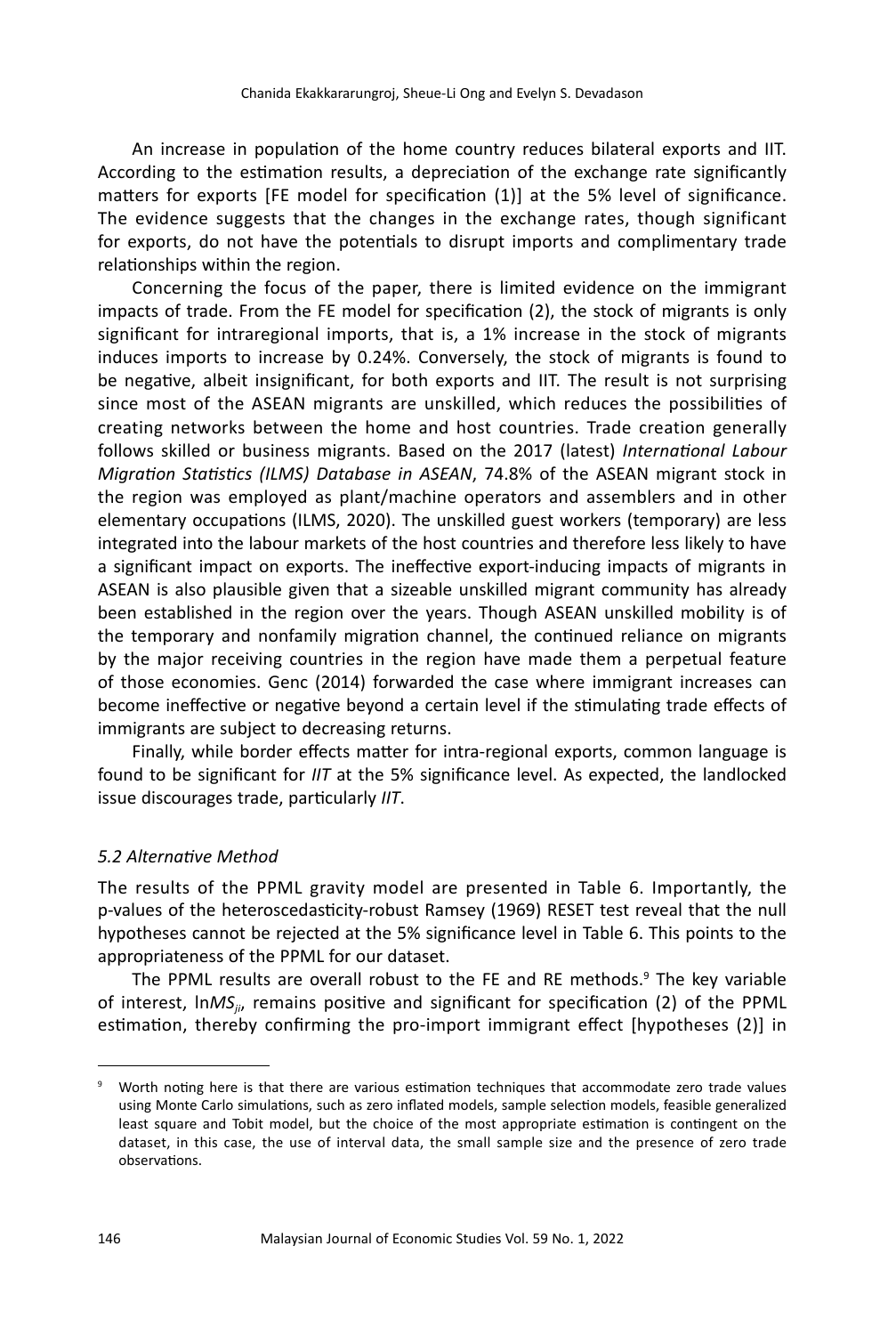An increase in population of the home country reduces bilateral exports and IIT. According to the estimation results, a depreciation of the exchange rate significantly matters for exports [FE model for specification (1)] at the 5% level of significance. The evidence suggests that the changes in the exchange rates, though significant for exports, do not have the potentials to disrupt imports and complimentary trade relationships within the region.

Concerning the focus of the paper, there is limited evidence on the immigrant impacts of trade. From the FE model for specification (2), the stock of migrants is only significant for intraregional imports, that is, a 1% increase in the stock of migrants induces imports to increase by 0.24%. Conversely, the stock of migrants is found to be negative, albeit insignificant, for both exports and IIT. The result is not surprising since most of the ASEAN migrants are unskilled, which reduces the possibilities of creating networks between the home and host countries. Trade creation generally follows skilled or business migrants. Based on the 2017 (latest) *International Labour Migration Statistics (ILMS) Database in ASEAN*, 74.8% of the ASEAN migrant stock in the region was employed as plant/machine operators and assemblers and in other elementary occupations (ILMS, 2020). The unskilled guest workers (temporary) are less integrated into the labour markets of the host countries and therefore less likely to have a significant impact on exports. The ineffective export-inducing impacts of migrants in ASEAN is also plausible given that a sizeable unskilled migrant community has already been established in the region over the years. Though ASEAN unskilled mobility is of the temporary and nonfamily migration channel, the continued reliance on migrants by the major receiving countries in the region have made them a perpetual feature of those economies. Genc (2014) forwarded the case where immigrant increases can become ineffective or negative beyond a certain level if the stimulating trade effects of immigrants are subject to decreasing returns.

Finally, while border effects matter for intra-regional exports, common language is found to be significant for *IIT* at the 5% significance level. As expected, the landlocked issue discourages trade, particularly *IIT*.

### *5.2 Alternative Method*

The results of the PPML gravity model are presented in Table 6. Importantly, the p-values of the heteroscedasticity-robust Ramsey (1969) RESET test reveal that the null hypotheses cannot be rejected at the 5% significance level in Table 6. This points to the appropriateness of the PPML for our dataset.

The PPML results are overall robust to the FE and RE methods.[9] The key variable of interest, $\ln MS_{ji}$, remains positive and significant for specification (2) of the PPML estimation, thereby confirming the pro-import immigrant effect [hypotheses (2)] in

---

[9] Worth noting here is that there are various estimation techniques that accommodate zero trade values using Monte Carlo simulations, such as zero inflated models, sample selection models, feasible generalized least square and Tobit model, but the choice of the most appropriate estimation is contingent on the dataset, in this case, the use of interval data, the small sample size and the presence of zero trade observations.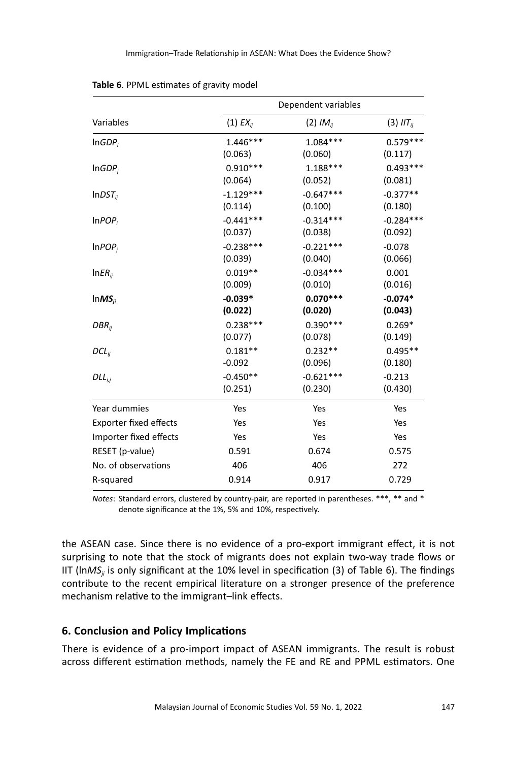**Table 6**. PPML estimates of gravity model

| Variables | Dependent variables | | |
|---|---|---|---|
| | (1) $EX_{ij}$ | (2) $IM_{ij}$ | (3) $IIT_{ij}$ |
| $\ln GDP_i$ | 1.446*** | 1.084*** | 0.579*** |
| | (0.063) | (0.060) | (0.117) |
| $\ln GDP_j$ | 0.910*** | 1.188*** | 0.493*** |
| | (0.064) | (0.052) | (0.081) |
| $\ln DST_{ij}$ | -1.129*** | -0.647*** | -0.377** |
| | (0.114) | (0.100) | (0.180) |
| $\ln POP_i$ | -0.441*** | -0.314*** | -0.284*** |
| | (0.037) | (0.038) | (0.092) |
| $\ln POP_j$ | -0.238*** | -0.221*** | -0.078 |
| | (0.039) | (0.040) | (0.066) |
| $\ln ER_{ij}$ | 0.019** | -0.034*** | 0.001 |
| | (0.009) | (0.010) | (0.016) |
| $\ln \boldsymbol{MS}_{ji}$ | **-0.039*** | **0.070***** | **-0.074*** |
| | **(0.022)** | **(0.020)** | **(0.043)** |
| $DBR_{ij}$ | 0.238*** | 0.390*** | 0.269* |
| | (0.077) | (0.078) | (0.149) |
| $DCL_{ij}$ | 0.181** | 0.232** | 0.495** |
| | -0.092 | (0.096) | (0.180) |
| $DLL_{i,j}$ | -0.450** | -0.621*** | -0.213 |
| | (0.251) | (0.230) | (0.430) |
| Year dummies | Yes | Yes | Yes |
| Exporter fixed effects | Yes | Yes | Yes |
| Importer fixed effects | Yes | Yes | Yes |
| RESET (p-value) | 0.591 | 0.674 | 0.575 |
| No. of observations | 406 | 406 | 272 |
| R-squared | 0.914 | 0.917 | 0.729 |

*Notes*: Standard errors, clustered by country-pair, are reported in parentheses. ***, ** and * denote significance at the 1%, 5% and 10%, respectively.

the ASEAN case. Since there is no evidence of a pro-export immigrant effect, it is not surprising to note that the stock of migrants does not explain two-way trade flows or IIT ($\ln MS_{ji}$ is only significant at the 10% level in specification (3) of Table 6). The findings contribute to the recent empirical literature on a stronger presence of the preference mechanism relative to the immigrant–link effects.

## 6. Conclusion and Policy Implications

There is evidence of a pro-import impact of ASEAN immigrants. The result is robust across different estimation methods, namely the FE and RE and PPML estimators. One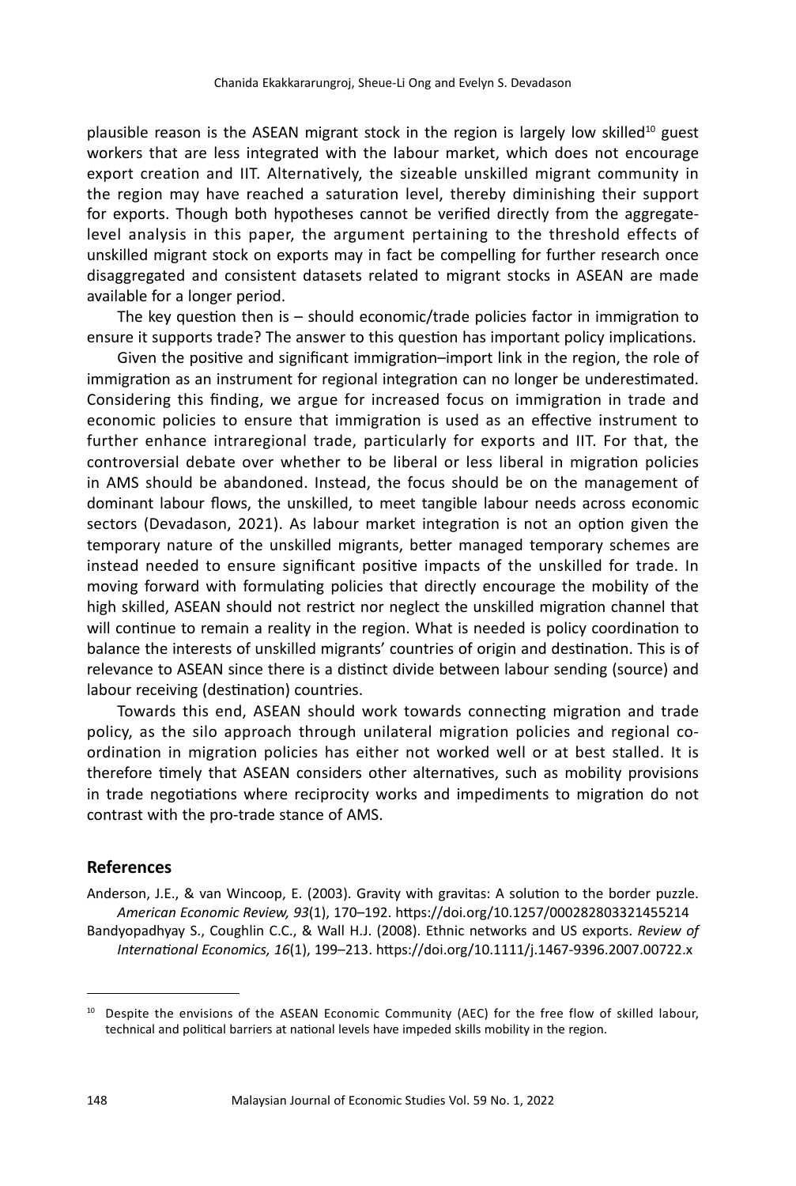plausible reason is the ASEAN migrant stock in the region is largely low skilled[10] guest workers that are less integrated with the labour market, which does not encourage export creation and IIT. Alternatively, the sizeable unskilled migrant community in the region may have reached a saturation level, thereby diminishing their support for exports. Though both hypotheses cannot be verified directly from the aggregate-level analysis in this paper, the argument pertaining to the threshold effects of unskilled migrant stock on exports may in fact be compelling for further research once disaggregated and consistent datasets related to migrant stocks in ASEAN are made available for a longer period.

The key question then is – should economic/trade policies factor in immigration to ensure it supports trade? The answer to this question has important policy implications.

Given the positive and significant immigration–import link in the region, the role of immigration as an instrument for regional integration can no longer be underestimated. Considering this finding, we argue for increased focus on immigration in trade and economic policies to ensure that immigration is used as an effective instrument to further enhance intraregional trade, particularly for exports and IIT. For that, the controversial debate over whether to be liberal or less liberal in migration policies in AMS should be abandoned. Instead, the focus should be on the management of dominant labour flows, the unskilled, to meet tangible labour needs across economic sectors (Devadason, 2021). As labour market integration is not an option given the temporary nature of the unskilled migrants, better managed temporary schemes are instead needed to ensure significant positive impacts of the unskilled for trade. In moving forward with formulating policies that directly encourage the mobility of the high skilled, ASEAN should not restrict nor neglect the unskilled migration channel that will continue to remain a reality in the region. What is needed is policy coordination to balance the interests of unskilled migrants' countries of origin and destination. This is of relevance to ASEAN since there is a distinct divide between labour sending (source) and labour receiving (destination) countries.

Towards this end, ASEAN should work towards connecting migration and trade policy, as the silo approach through unilateral migration policies and regional co-ordination in migration policies has either not worked well or at best stalled. It is therefore timely that ASEAN considers other alternatives, such as mobility provisions in trade negotiations where reciprocity works and impediments to migration do not contrast with the pro-trade stance of AMS.

## References

Anderson, J.E., & van Wincoop, E. (2003). Gravity with gravitas: A solution to the border puzzle. *American Economic Review, 93*(1), 170–192. https://doi.org/10.1257/000282803321455214

Bandyopadhyay S., Coughlin C.C., & Wall H.J. (2008). Ethnic networks and US exports. *Review of International Economics, 16*(1), 199–213. https://doi.org/10.1111/j.1467-9396.2007.00722.x

[10] Despite the envisions of the ASEAN Economic Community (AEC) for the free flow of skilled labour, technical and political barriers at national levels have impeded skills mobility in the region.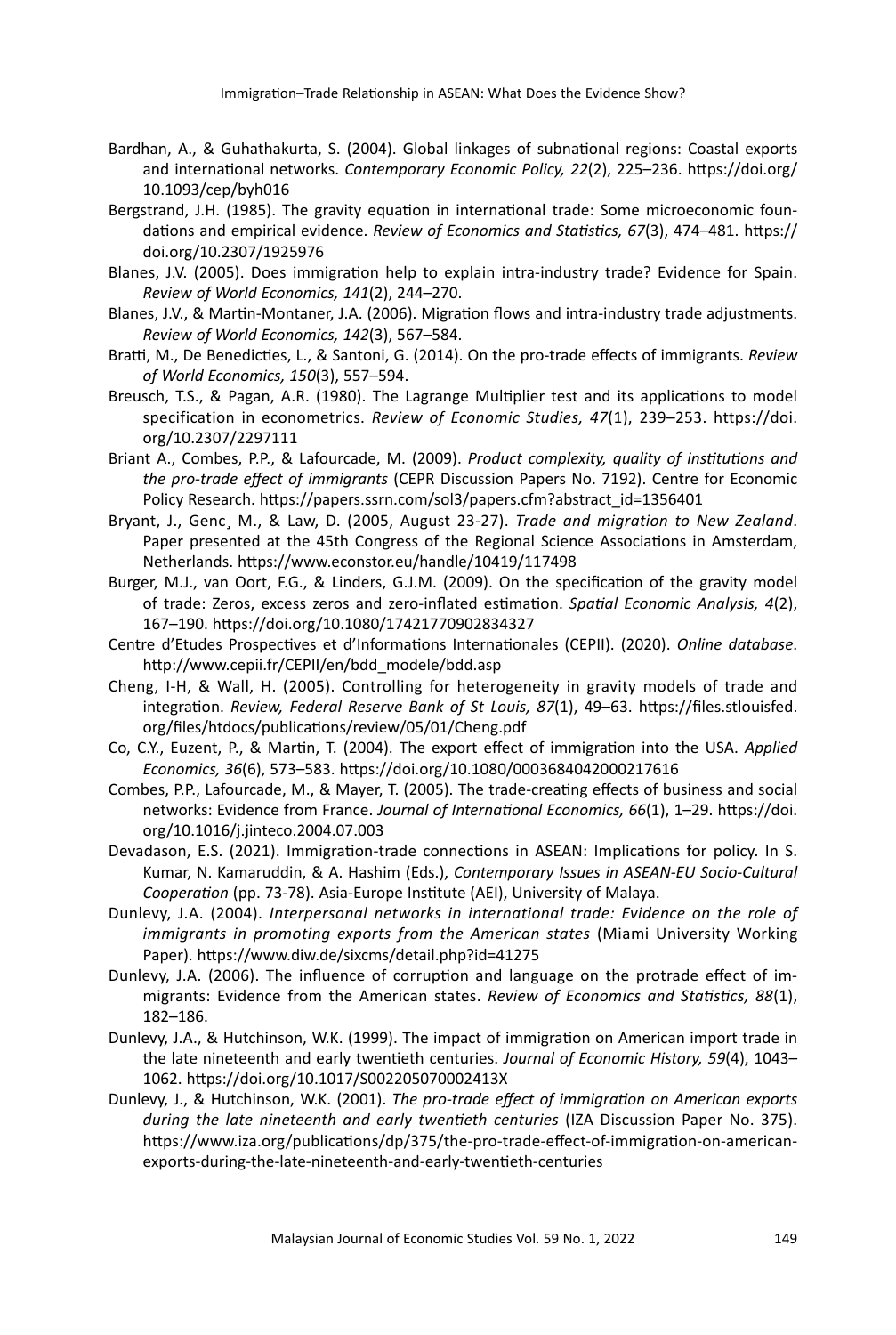Bardhan, A., & Guhathakurta, S. (2004). Global linkages of subnational regions: Coastal exports and international networks. *Contemporary Economic Policy, 22*(2), 225–236. https://doi.org/10.1093/cep/byh016

Bergstrand, J.H. (1985). The gravity equation in international trade: Some microeconomic foundations and empirical evidence. *Review of Economics and Statistics, 67*(3), 474–481. https://doi.org/10.2307/1925976

Blanes, J.V. (2005). Does immigration help to explain intra-industry trade? Evidence for Spain. *Review of World Economics, 141*(2), 244–270.

Blanes, J.V., & Martin-Montaner, J.A. (2006). Migration flows and intra-industry trade adjustments. *Review of World Economics, 142*(3), 567–584.

Bratti, M., De Benedicties, L., & Santoni, G. (2014). On the pro-trade effects of immigrants. *Review of World Economics, 150*(3), 557–594.

Breusch, T.S., & Pagan, A.R. (1980). The Lagrange Multiplier test and its applications to model specification in econometrics. *Review of Economic Studies, 47*(1), 239–253. https://doi.org/10.2307/2297111

Briant A., Combes, P.P., & Lafourcade, M. (2009). *Product complexity, quality of institutions and the pro-trade effect of immigrants* (CEPR Discussion Papers No. 7192). Centre for Economic Policy Research. https://papers.ssrn.com/sol3/papers.cfm?abstract_id=1356401

Bryant, J., Genc¸ M., & Law, D. (2005, August 23-27). *Trade and migration to New Zealand*. Paper presented at the 45th Congress of the Regional Science Associations in Amsterdam, Netherlands. https://www.econstor.eu/handle/10419/117498

Burger, M.J., van Oort, F.G., & Linders, G.J.M. (2009). On the specification of the gravity model of trade: Zeros, excess zeros and zero-inflated estimation. *Spatial Economic Analysis, 4*(2), 167–190. https://doi.org/10.1080/17421770902834327

Centre d'Etudes Prospectives et d'Informations Internationales (CEPII). (2020). *Online database*. http://www.cepii.fr/CEPII/en/bdd_modele/bdd.asp

Cheng, I-H, & Wall, H. (2005). Controlling for heterogeneity in gravity models of trade and integration. *Review, Federal Reserve Bank of St Louis, 87*(1), 49–63. https://files.stlouisfed.org/files/htdocs/publications/review/05/01/Cheng.pdf

Co, C.Y., Euzent, P., & Martin, T. (2004). The export effect of immigration into the USA. *Applied Economics, 36*(6), 573–583. https://doi.org/10.1080/0003684042000217616

Combes, P.P., Lafourcade, M., & Mayer, T. (2005). The trade-creating effects of business and social networks: Evidence from France. *Journal of International Economics, 66*(1), 1–29. https://doi.org/10.1016/j.jinteco.2004.07.003

Devadason, E.S. (2021). Immigration-trade connections in ASEAN: Implications for policy. In S. Kumar, N. Kamaruddin, & A. Hashim (Eds.), *Contemporary Issues in ASEAN-EU Socio-Cultural Cooperation* (pp. 73-78). Asia-Europe Institute (AEI), University of Malaya.

Dunlevy, J.A. (2004). *Interpersonal networks in international trade: Evidence on the role of immigrants in promoting exports from the American states* (Miami University Working Paper). https://www.diw.de/sixcms/detail.php?id=41275

Dunlevy, J.A. (2006). The influence of corruption and language on the protrade effect of immigrants: Evidence from the American states. *Review of Economics and Statistics, 88*(1), 182–186.

Dunlevy, J.A., & Hutchinson, W.K. (1999). The impact of immigration on American import trade in the late nineteenth and early twentieth centuries. *Journal of Economic History, 59*(4), 1043–1062. https://doi.org/10.1017/S002205070002413X

Dunlevy, J., & Hutchinson, W.K. (2001). *The pro-trade effect of immigration on American exports during the late nineteenth and early twentieth centuries* (IZA Discussion Paper No. 375). https://www.iza.org/publications/dp/375/the-pro-trade-effect-of-immigration-on-american-exports-during-the-late-nineteenth-and-early-twentieth-centuries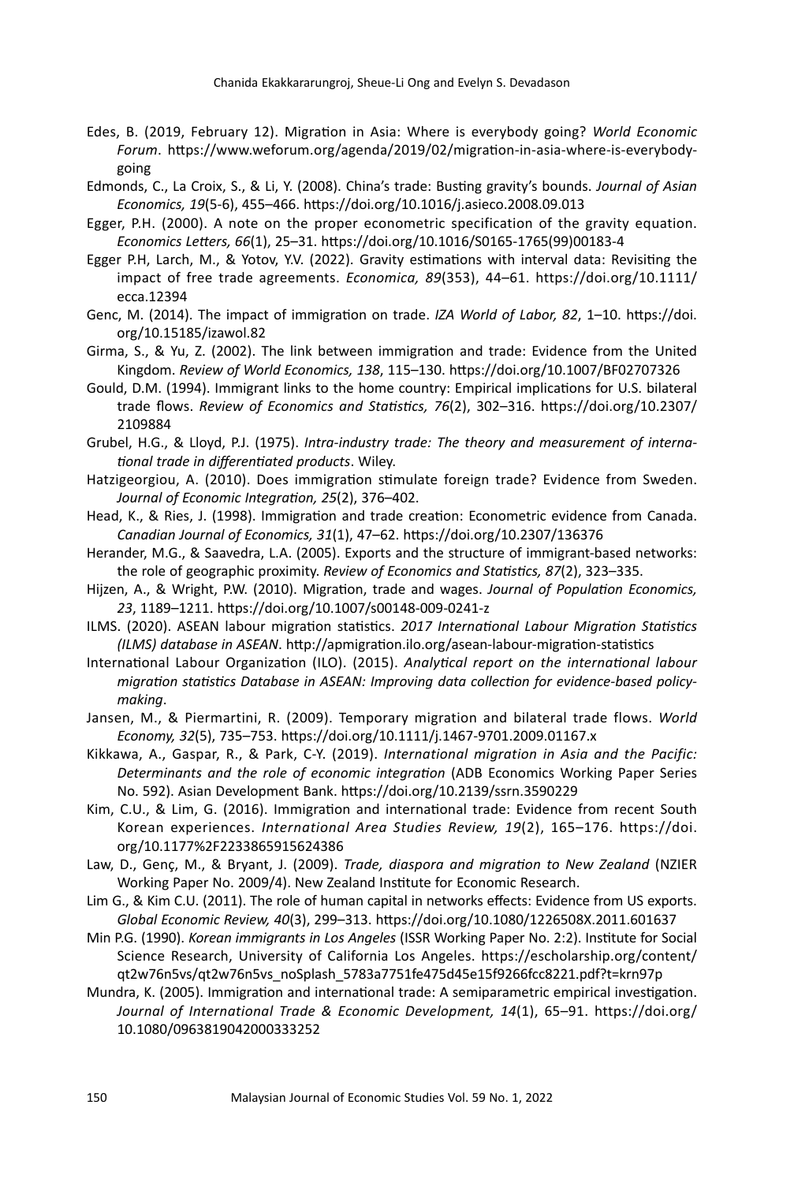Edes, B. (2019, February 12). Migration in Asia: Where is everybody going? *World Economic Forum*. https://www.weforum.org/agenda/2019/02/migration-in-asia-where-is-everybody-going

Edmonds, C., La Croix, S., & Li, Y. (2008). China's trade: Busting gravity's bounds. *Journal of Asian Economics, 19*(5-6), 455–466. https://doi.org/10.1016/j.asieco.2008.09.013

Egger, P.H. (2000). A note on the proper econometric specification of the gravity equation. *Economics Letters, 66*(1), 25–31. https://doi.org/10.1016/S0165-1765(99)00183-4

Egger P.H, Larch, M., & Yotov, Y.V. (2022). Gravity estimations with interval data: Revisiting the impact of free trade agreements. *Economica, 89*(353), 44–61. https://doi.org/10.1111/ecca.12394

Genc, M. (2014). The impact of immigration on trade. *IZA World of Labor, 82*, 1–10. https://doi.org/10.15185/izawol.82

Girma, S., & Yu, Z. (2002). The link between immigration and trade: Evidence from the United Kingdom. *Review of World Economics, 138*, 115–130. https://doi.org/10.1007/BF02707326

Gould, D.M. (1994). Immigrant links to the home country: Empirical implications for U.S. bilateral trade flows. *Review of Economics and Statistics, 76*(2), 302–316. https://doi.org/10.2307/2109884

Grubel, H.G., & Lloyd, P.J. (1975). *Intra-industry trade: The theory and measurement of international trade in differentiated products*. Wiley.

Hatzigeorgiou, A. (2010). Does immigration stimulate foreign trade? Evidence from Sweden. *Journal of Economic Integration, 25*(2), 376–402.

Head, K., & Ries, J. (1998). Immigration and trade creation: Econometric evidence from Canada. *Canadian Journal of Economics, 31*(1), 47–62. https://doi.org/10.2307/136376

Herander, M.G., & Saavedra, L.A. (2005). Exports and the structure of immigrant-based networks: the role of geographic proximity. *Review of Economics and Statistics, 87*(2), 323–335.

Hijzen, A., & Wright, P.W. (2010). Migration, trade and wages. *Journal of Population Economics, 23*, 1189–1211. https://doi.org/10.1007/s00148-009-0241-z

ILMS. (2020). ASEAN labour migration statistics. *2017 International Labour Migration Statistics (ILMS) database in ASEAN*. http://apmigration.ilo.org/asean-labour-migration-statistics

International Labour Organization (ILO). (2015). *Analytical report on the international labour migration statistics Database in ASEAN: Improving data collection for evidence-based policy-making*.

Jansen, M., & Piermartini, R. (2009). Temporary migration and bilateral trade flows. *World Economy, 32*(5), 735–753. https://doi.org/10.1111/j.1467-9701.2009.01167.x

Kikkawa, A., Gaspar, R., & Park, C-Y. (2019). *International migration in Asia and the Pacific: Determinants and the role of economic integration* (ADB Economics Working Paper Series No. 592). Asian Development Bank. https://doi.org/10.2139/ssrn.3590229

Kim, C.U., & Lim, G. (2016). Immigration and international trade: Evidence from recent South Korean experiences. *International Area Studies Review, 19*(2), 165–176. https://doi.org/10.1177%2F2233865915624386

Law, D., Genç, M., & Bryant, J. (2009). *Trade, diaspora and migration to New Zealand* (NZIER Working Paper No. 2009/4). New Zealand Institute for Economic Research.

Lim G., & Kim C.U. (2011). The role of human capital in networks effects: Evidence from US exports. *Global Economic Review, 40*(3), 299–313. https://doi.org/10.1080/1226508X.2011.601637

Min P.G. (1990). *Korean immigrants in Los Angeles* (ISSR Working Paper No. 2:2). Institute for Social Science Research, University of California Los Angeles. https://escholarship.org/content/qt2w76n5vs/qt2w76n5vs_noSplash_5783a7751fe475d45e15f9266fcc8221.pdf?t=krn97p

Mundra, K. (2005). Immigration and international trade: A semiparametric empirical investigation. *Journal of International Trade & Economic Development, 14*(1), 65–91. https://doi.org/10.1080/0963819042000333252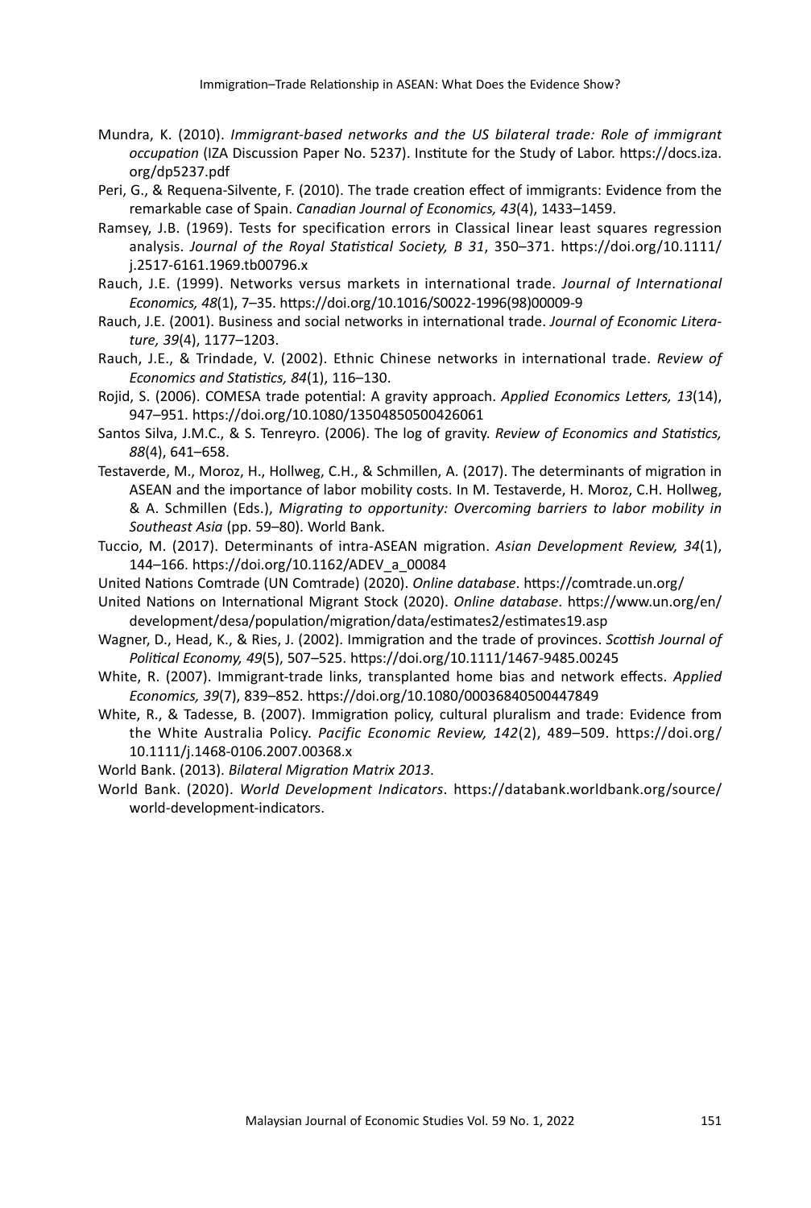Mundra, K. (2010). *Immigrant-based networks and the US bilateral trade: Role of immigrant occupation* (IZA Discussion Paper No. 5237). Institute for the Study of Labor. https://docs.iza.org/dp5237.pdf

Peri, G., & Requena-Silvente, F. (2010). The trade creation effect of immigrants: Evidence from the remarkable case of Spain. *Canadian Journal of Economics, 43*(4), 1433–1459.

Ramsey, J.B. (1969). Tests for specification errors in Classical linear least squares regression analysis. *Journal of the Royal Statistical Society, B 31*, 350–371. https://doi.org/10.1111/j.2517-6161.1969.tb00796.x

Rauch, J.E. (1999). Networks versus markets in international trade. *Journal of International Economics, 48*(1), 7–35. https://doi.org/10.1016/S0022-1996(98)00009-9

Rauch, J.E. (2001). Business and social networks in international trade. *Journal of Economic Literature, 39*(4), 1177–1203.

Rauch, J.E., & Trindade, V. (2002). Ethnic Chinese networks in international trade. *Review of Economics and Statistics, 84*(1), 116–130.

Rojid, S. (2006). COMESA trade potential: A gravity approach. *Applied Economics Letters, 13*(14), 947–951. https://doi.org/10.1080/13504850500426061

Santos Silva, J.M.C., & S. Tenreyro. (2006). The log of gravity. *Review of Economics and Statistics, 88*(4), 641–658.

Testaverde, M., Moroz, H., Hollweg, C.H., & Schmillen, A. (2017). The determinants of migration in ASEAN and the importance of labor mobility costs. In M. Testaverde, H. Moroz, C.H. Hollweg, & A. Schmillen (Eds.), *Migrating to opportunity: Overcoming barriers to labor mobility in Southeast Asia* (pp. 59–80). World Bank.

Tuccio, M. (2017). Determinants of intra-ASEAN migration. *Asian Development Review, 34*(1), 144–166. https://doi.org/10.1162/ADEV_a_00084

United Nations Comtrade (UN Comtrade) (2020). *Online database*. https://comtrade.un.org/

United Nations on International Migrant Stock (2020). *Online database*. https://www.un.org/en/development/desa/population/migration/data/estimates2/estimates19.asp

Wagner, D., Head, K., & Ries, J. (2002). Immigration and the trade of provinces. *Scottish Journal of Political Economy, 49*(5), 507–525. https://doi.org/10.1111/1467-9485.00245

White, R. (2007). Immigrant-trade links, transplanted home bias and network effects. *Applied Economics, 39*(7), 839–852. https://doi.org/10.1080/00036840500447849

White, R., & Tadesse, B. (2007). Immigration policy, cultural pluralism and trade: Evidence from the White Australia Policy. *Pacific Economic Review, 142*(2), 489–509. https://doi.org/10.1111/j.1468-0106.2007.00368.x

World Bank. (2013). *Bilateral Migration Matrix 2013*.

World Bank. (2020). *World Development Indicators*. https://databank.worldbank.org/source/world-development-indicators.